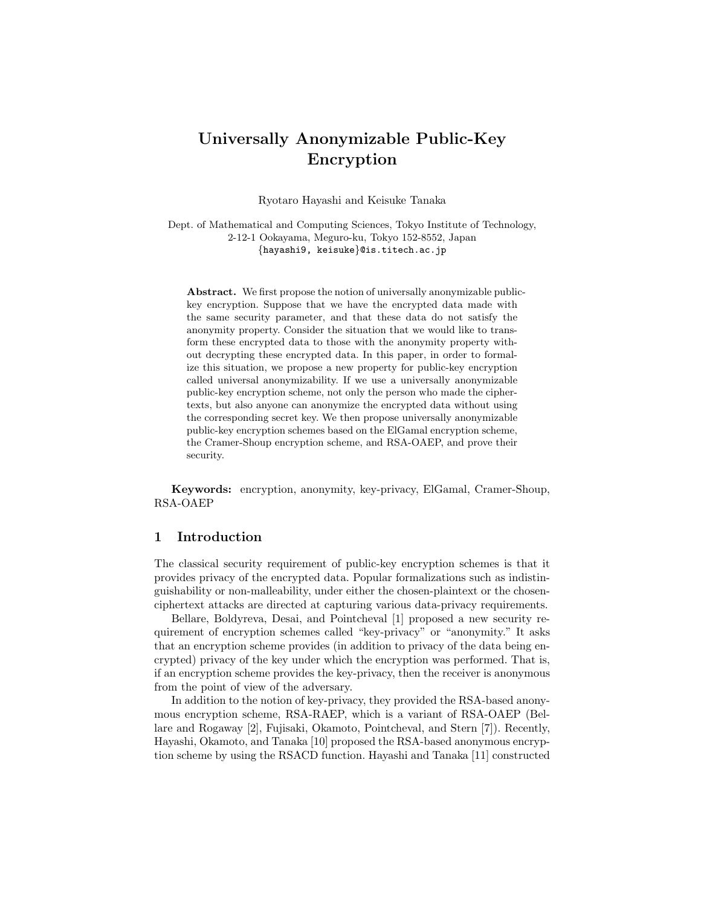# Universally Anonymizable Public-Key Encryption

Ryotaro Hayashi and Keisuke Tanaka

Dept. of Mathematical and Computing Sciences, Tokyo Institute of Technology,
2-12-1 Ookayama, Meguro-ku, Tokyo 152-8552, Japan
{hayashi9, keisuke}@is.titech.ac.jp

**Abstract.** We first propose the notion of universally anonymizable public-key encryption. Suppose that we have the encrypted data made with the same security parameter, and that these data do not satisfy the anonymity property. Consider the situation that we would like to transform these encrypted data to those with the anonymity property without decrypting these encrypted data. In this paper, in order to formalize this situation, we propose a new property for public-key encryption called universal anonymizability. If we use a universally anonymizable public-key encryption scheme, not only the person who made the ciphertexts, but also anyone can anonymize the encrypted data without using the corresponding secret key. We then propose universally anonymizable public-key encryption schemes based on the ElGamal encryption scheme, the Cramer-Shoup encryption scheme, and RSA-OAEP, and prove their security.

**Keywords:** encryption, anonymity, key-privacy, ElGamal, Cramer-Shoup, RSA-OAEP

## 1 Introduction

The classical security requirement of public-key encryption schemes is that it provides privacy of the encrypted data. Popular formalizations such as indistinguishability or non-malleability, under either the chosen-plaintext or the chosen-ciphertext attacks are directed at capturing various data-privacy requirements.

Bellare, Boldyreva, Desai, and Pointcheval [1] proposed a new security requirement of encryption schemes called "key-privacy" or "anonymity." It asks that an encryption scheme provides (in addition to privacy of the data being encrypted) privacy of the key under which the encryption was performed. That is, if an encryption scheme provides the key-privacy, then the receiver is anonymous from the point of view of the adversary.

In addition to the notion of key-privacy, they provided the RSA-based anonymous encryption scheme, RSA-RAEP, which is a variant of RSA-OAEP (Bellare and Rogaway [2], Fujisaki, Okamoto, Pointcheval, and Stern [7]). Recently, Hayashi, Okamoto, and Tanaka [10] proposed the RSA-based anonymous encryption scheme by using the RSACD function. Hayashi and Tanaka [11] constructed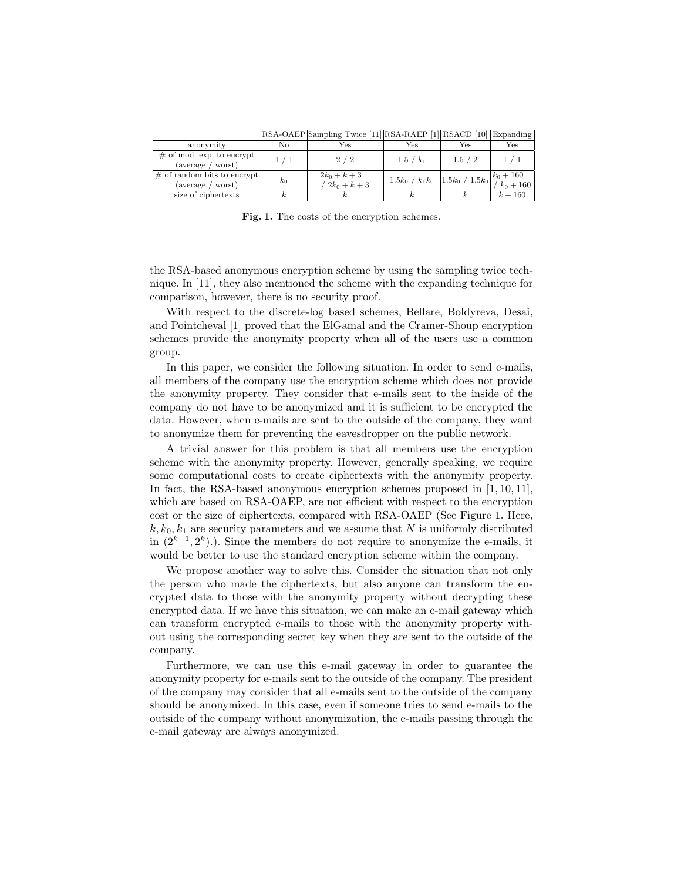| | RSA-OAEP | Sampling Twice [11] | RSA-RAEP [1] | RSACD [10] | Expanding |
|---|---|---|---|---|---|
| anonymity | No | Yes | Yes | Yes | Yes |
| # of mod. exp. to encrypt (average / worst) | 1 / 1 | 2 / 2 | 1.5 / $k_1$ | 1.5 / 2 | 1 / 1 |
| # of random bits to encrypt (average / worst) | $k_0$ | $2k_0 + k + 3$ / $2k_0 + k + 3$ | $1.5k_0$ / $k_1 k_0$ | $1.5k_0$ / $1.5k_0$ | $k_0 + 160$ / $k_0 + 160$ |
| size of ciphertexts | $k$ | $k$ | $k$ | $k$ | $k + 160$ |

**Fig. 1.** The costs of the encryption schemes.

the RSA-based anonymous encryption scheme by using the sampling twice technique. In [11], they also mentioned the scheme with the expanding technique for comparison, however, there is no security proof.

With respect to the discrete-log based schemes, Bellare, Boldyreva, Desai, and Pointcheval [1] proved that the ElGamal and the Cramer-Shoup encryption schemes provide the anonymity property when all of the users use a common group.

In this paper, we consider the following situation. In order to send e-mails, all members of the company use the encryption scheme which does not provide the anonymity property. They consider that e-mails sent to the inside of the company do not have to be anonymized and it is sufficient to be encrypted the data. However, when e-mails are sent to the outside of the company, they want to anonymize them for preventing the eavesdropper on the public network.

A trivial answer for this problem is that all members use the encryption scheme with the anonymity property. However, generally speaking, we require some computational costs to create ciphertexts with the anonymity property. In fact, the RSA-based anonymous encryption schemes proposed in [1, 10, 11], which are based on RSA-OAEP, are not efficient with respect to the encryption cost or the size of ciphertexts, compared with RSA-OAEP (See Figure 1. Here, $k, k_0, k_1$ are security parameters and we assume that $N$ is uniformly distributed in $(2^{k-1}, 2^k)$.). Since the members do not require to anonymize the e-mails, it would be better to use the standard encryption scheme within the company.

We propose another way to solve this. Consider the situation that not only the person who made the ciphertexts, but also anyone can transform the encrypted data to those with the anonymity property without decrypting these encrypted data. If we have this situation, we can make an e-mail gateway which can transform encrypted e-mails to those with the anonymity property without using the corresponding secret key when they are sent to the outside of the company.

Furthermore, we can use this e-mail gateway in order to guarantee the anonymity property for e-mails sent to the outside of the company. The president of the company may consider that all e-mails sent to the outside of the company should be anonymized. In this case, even if someone tries to send e-mails to the outside of the company without anonymization, the e-mails passing through the e-mail gateway are always anonymized.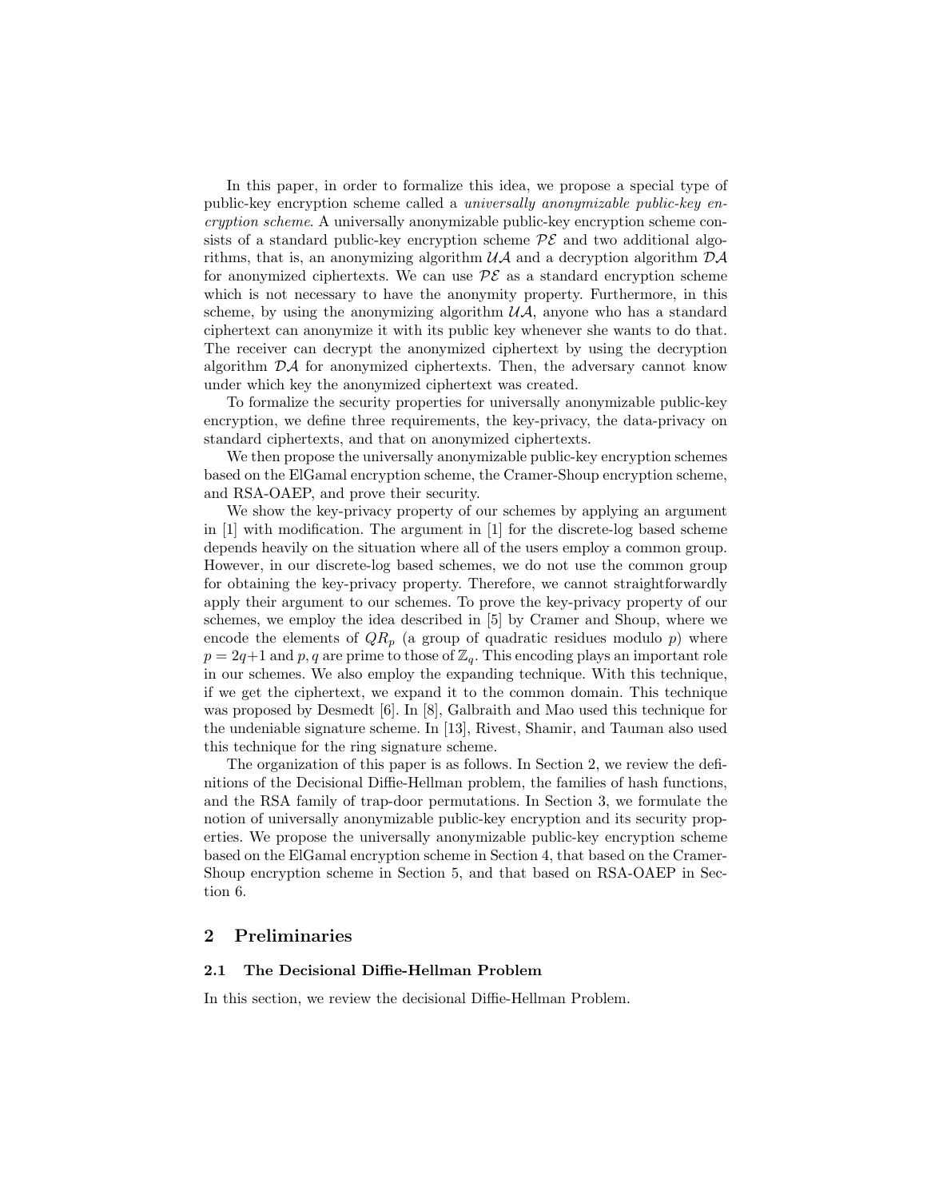In this paper, in order to formalize this idea, we propose a special type of public-key encryption scheme called a *universally anonymizable public-key encryption scheme*. A universally anonymizable public-key encryption scheme consists of a standard public-key encryption scheme $\mathcal{PE}$ and two additional algorithms, that is, an anonymizing algorithm $\mathcal{UA}$ and a decryption algorithm $\mathcal{DA}$ for anonymized ciphertexts. We can use $\mathcal{PE}$ as a standard encryption scheme which is not necessary to have the anonymity property. Furthermore, in this scheme, by using the anonymizing algorithm $\mathcal{UA}$, anyone who has a standard ciphertext can anonymize it with its public key whenever she wants to do that. The receiver can decrypt the anonymized ciphertext by using the decryption algorithm $\mathcal{DA}$ for anonymized ciphertexts. Then, the adversary cannot know under which key the anonymized ciphertext was created.

To formalize the security properties for universally anonymizable public-key encryption, we define three requirements, the key-privacy, the data-privacy on standard ciphertexts, and that on anonymized ciphertexts.

We then propose the universally anonymizable public-key encryption schemes based on the ElGamal encryption scheme, the Cramer-Shoup encryption scheme, and RSA-OAEP, and prove their security.

We show the key-privacy property of our schemes by applying an argument in [1] with modification. The argument in [1] for the discrete-log based scheme depends heavily on the situation where all of the users employ a common group. However, in our discrete-log based schemes, we do not use the common group for obtaining the key-privacy property. Therefore, we cannot straightforwardly apply their argument to our schemes. To prove the key-privacy property of our schemes, we employ the idea described in [5] by Cramer and Shoup, where we encode the elements of $QR_p$ (a group of quadratic residues modulo $p$) where $p = 2q+1$ and $p, q$ are prime to those of $\mathbb{Z}_q$. This encoding plays an important role in our schemes. We also employ the expanding technique. With this technique, if we get the ciphertext, we expand it to the common domain. This technique was proposed by Desmedt [6]. In [8], Galbraith and Mao used this technique for the undeniable signature scheme. In [13], Rivest, Shamir, and Tauman also used this technique for the ring signature scheme.

The organization of this paper is as follows. In Section 2, we review the definitions of the Decisional Diffie-Hellman problem, the families of hash functions, and the RSA family of trap-door permutations. In Section 3, we formulate the notion of universally anonymizable public-key encryption and its security properties. We propose the universally anonymizable public-key encryption scheme based on the ElGamal encryption scheme in Section 4, that based on the Cramer-Shoup encryption scheme in Section 5, and that based on RSA-OAEP in Section 6.

## 2 Preliminaries

### 2.1 The Decisional Diffie-Hellman Problem

In this section, we review the decisional Diffie-Hellman Problem.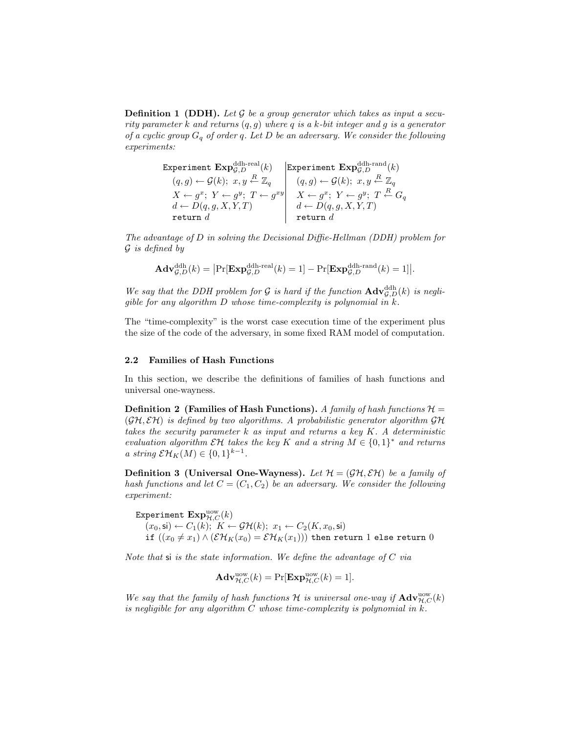**Definition 1 (DDH).** *Let $\mathcal{G}$ be a group generator which takes as input a security parameter $k$ and returns $(q, g)$ where $q$ is a $k$-bit integer and $g$ is a generator of a cyclic group $G_q$ of order $q$. Let $D$ be an adversary. We consider the following experiments:*

| Experiment $\mathbf{Exp}^{\text{ddh-real}}_{\mathcal{G},D}(k)$ | Experiment $\mathbf{Exp}^{\text{ddh-rand}}_{\mathcal{G},D}(k)$ |
|---|---|
| $(q,g) \leftarrow \mathcal{G}(k);\ x, y \stackrel{R}{\leftarrow} \mathbb{Z}_q$ | $(q,g) \leftarrow \mathcal{G}(k);\ x, y \stackrel{R}{\leftarrow} \mathbb{Z}_q$ |
| $X \leftarrow g^x;\ Y \leftarrow g^y;\ T \leftarrow g^{xy}$ | $X \leftarrow g^x;\ Y \leftarrow g^y;\ T \stackrel{R}{\leftarrow} G_q$ |
| $d \leftarrow D(q,g,X,Y,T)$ | $d \leftarrow D(q,g,X,Y,T)$ |
| return $d$ | return $d$ |

*The advantage of $D$ in solving the Decisional Diffie-Hellman (DDH) problem for $\mathcal{G}$ is defined by*

$$\mathbf{Adv}^{\text{ddh}}_{\mathcal{G},D}(k) = \left|\Pr[\mathbf{Exp}^{\text{ddh-real}}_{\mathcal{G},D}(k) = 1] - \Pr[\mathbf{Exp}^{\text{ddh-rand}}_{\mathcal{G},D}(k) = 1]\right|.$$

*We say that the DDH problem for $\mathcal{G}$ is hard if the function $\mathbf{Adv}^{\text{ddh}}_{\mathcal{G},D}(k)$ is negligible for any algorithm $D$ whose time-complexity is polynomial in $k$.*

The "time-complexity" is the worst case execution time of the experiment plus the size of the code of the adversary, in some fixed RAM model of computation.

### 2.2 Families of Hash Functions

In this section, we describe the definitions of families of hash functions and universal one-wayness.

**Definition 2 (Families of Hash Functions).** *A family of hash functions $\mathcal{H} = (\mathcal{GH}, \mathcal{EH})$ is defined by two algorithms. A probabilistic generator algorithm $\mathcal{GH}$ takes the security parameter $k$ as input and returns a key $K$. A deterministic evaluation algorithm $\mathcal{EH}$ takes the key $K$ and a string $M \in \{0,1\}^*$ and returns a string $\mathcal{EH}_K(M) \in \{0,1\}^{k-1}$.*

**Definition 3 (Universal One-Wayness).** *Let $\mathcal{H} = (\mathcal{GH}, \mathcal{EH})$ be a family of hash functions and let $C = (C_1, C_2)$ be an adversary. We consider the following experiment:*

Experiment $\mathbf{Exp}^{\text{uow}}_{\mathcal{H},C}(k)$
  $(x_0, \mathsf{si}) \leftarrow C_1(k);\ K \leftarrow \mathcal{GH}(k);\ x_1 \leftarrow C_2(K, x_0, \mathsf{si})$
  if $((x_0 \neq x_1) \wedge (\mathcal{EH}_K(x_0) = \mathcal{EH}_K(x_1)))$ then return 1 else return 0

*Note that $\mathsf{si}$ is the state information. We define the advantage of $C$ via*

$$\mathbf{Adv}^{\text{uow}}_{\mathcal{H},C}(k) = \Pr[\mathbf{Exp}^{\text{uow}}_{\mathcal{H},C}(k) = 1].$$

*We say that the family of hash functions $\mathcal{H}$ is universal one-way if $\mathbf{Adv}^{\text{uow}}_{\mathcal{H},C}(k)$ is negligible for any algorithm $C$ whose time-complexity is polynomial in $k$.*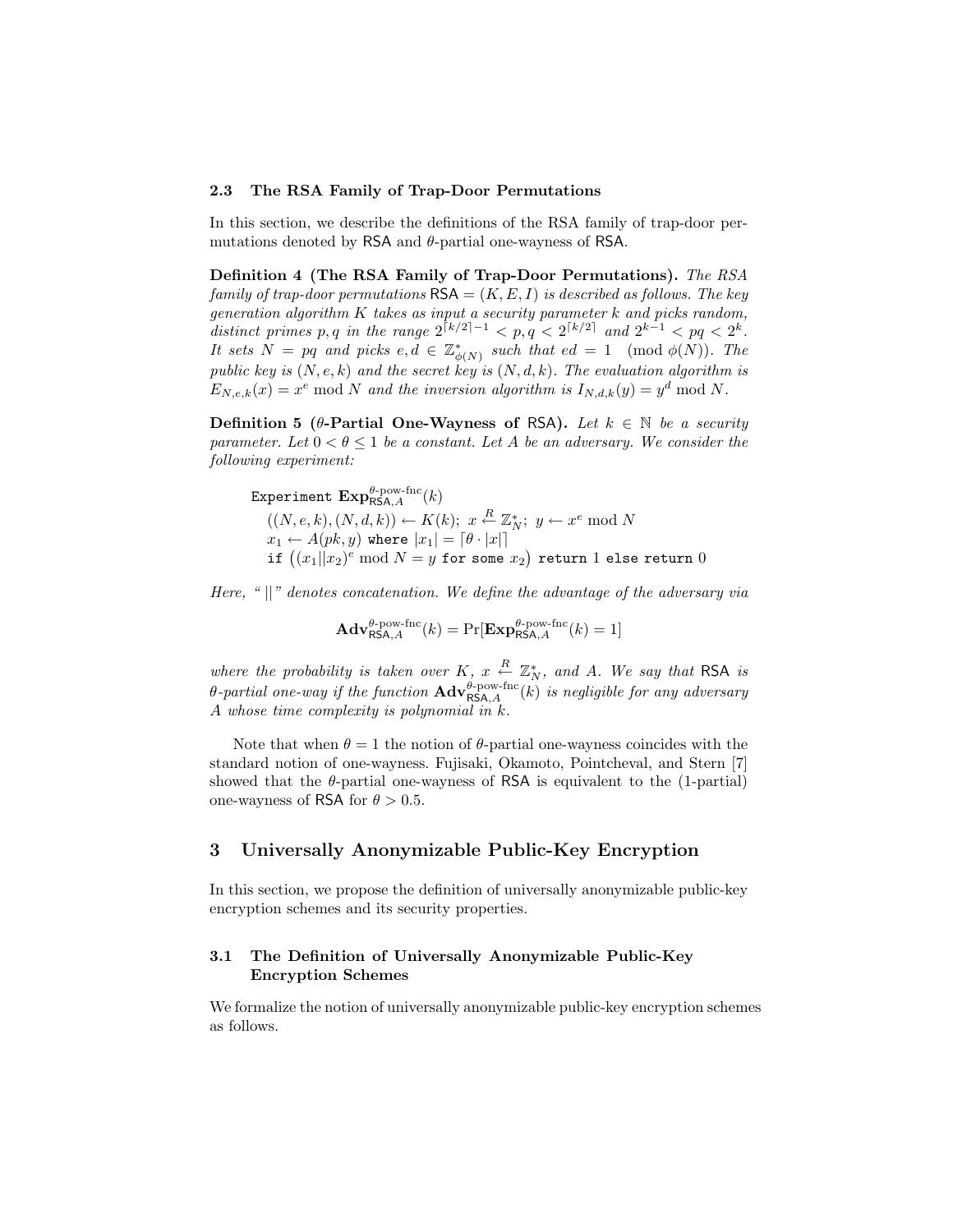### 2.3 The RSA Family of Trap-Door Permutations

In this section, we describe the definitions of the RSA family of trap-door permutations denoted by $\mathsf{RSA}$ and $\theta$-partial one-wayness of $\mathsf{RSA}$.

**Definition 4 (The RSA Family of Trap-Door Permutations).** *The RSA family of trap-door permutations $\mathsf{RSA} = (K, E, I)$ is described as follows. The key generation algorithm $K$ takes as input a security parameter $k$ and picks random, distinct primes $p, q$ in the range $2^{\lceil k/2 \rceil - 1} < p, q < 2^{\lceil k/2 \rceil}$ and $2^{k-1} < pq < 2^k$. It sets $N = pq$ and picks $e, d \in \mathbb{Z}^*_{\phi(N)}$ such that $ed = 1 \pmod{\phi(N)}$. The public key is $(N, e, k)$ and the secret key is $(N, d, k)$. The evaluation algorithm is $E_{N,e,k}(x) = x^e \bmod N$ and the inversion algorithm is $I_{N,d,k}(y) = y^d \bmod N$.*

**Definition 5 ($\theta$-Partial One-Wayness of $\mathsf{RSA}$).** *Let $k \in \mathbb{N}$ be a security parameter. Let $0 < \theta \leq 1$ be a constant. Let $A$ be an adversary. We consider the following experiment:*

> Experiment $\mathbf{Exp}^{\theta\text{-pow-fnc}}_{\mathsf{RSA},A}(k)$
> $((N, e, k), (N, d, k)) \leftarrow K(k);\ x \xleftarrow{R} \mathbb{Z}^*_N;\ y \leftarrow x^e \bmod N$
> $x_1 \leftarrow A(pk, y)$ where $|x_1| = \lceil \theta \cdot |x| \rceil$
> if $\big((x_1 \| x_2)^e \bmod N = y$ for some $x_2\big)$ return $1$ else return $0$

*Here, "$\|$" denotes concatenation. We define the advantage of the adversary via*

$$\mathbf{Adv}^{\theta\text{-pow-fnc}}_{\mathsf{RSA},A}(k) = \Pr[\mathbf{Exp}^{\theta\text{-pow-fnc}}_{\mathsf{RSA},A}(k) = 1]$$

*where the probability is taken over $K$, $x \xleftarrow{R} \mathbb{Z}^*_N$, and $A$. We say that $\mathsf{RSA}$ is $\theta$-partial one-way if the function $\mathbf{Adv}^{\theta\text{-pow-fnc}}_{\mathsf{RSA},A}(k)$ is negligible for any adversary $A$ whose time complexity is polynomial in $k$.*

Note that when $\theta = 1$ the notion of $\theta$-partial one-wayness coincides with the standard notion of one-wayness. Fujisaki, Okamoto, Pointcheval, and Stern [7] showed that the $\theta$-partial one-wayness of $\mathsf{RSA}$ is equivalent to the (1-partial) one-wayness of $\mathsf{RSA}$ for $\theta > 0.5$.

## 3 Universally Anonymizable Public-Key Encryption

In this section, we propose the definition of universally anonymizable public-key encryption schemes and its security properties.

### 3.1 The Definition of Universally Anonymizable Public-Key Encryption Schemes

We formalize the notion of universally anonymizable public-key encryption schemes as follows.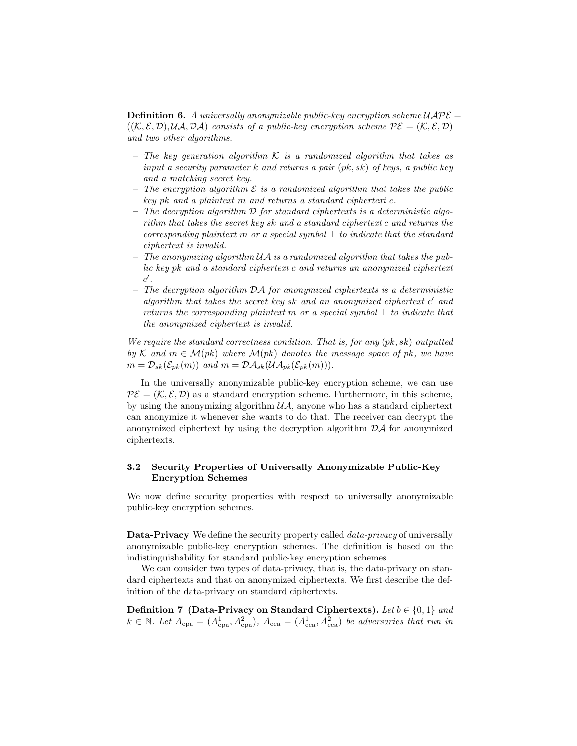**Definition 6.** *A universally anonymizable public-key encryption scheme* $\mathcal{UAPE} = ((\mathcal{K}, \mathcal{E}, \mathcal{D}), \mathcal{UA}, \mathcal{DA})$ *consists of a public-key encryption scheme* $\mathcal{PE} = (\mathcal{K}, \mathcal{E}, \mathcal{D})$ *and two other algorithms.*

- *The key generation algorithm* $\mathcal{K}$ *is a randomized algorithm that takes as input a security parameter* $k$ *and returns a pair* $(pk, sk)$ *of keys, a public key and a matching secret key.*
- *The encryption algorithm* $\mathcal{E}$ *is a randomized algorithm that takes the public key* $pk$ *and a plaintext* $m$ *and returns a standard ciphertext* $c$*.*
- *The decryption algorithm* $\mathcal{D}$ *for standard ciphertexts is a deterministic algorithm that takes the secret key* $sk$ *and a standard ciphertext* $c$ *and returns the corresponding plaintext* $m$ *or a special symbol* $\perp$ *to indicate that the standard ciphertext is invalid.*
- *The anonymizing algorithm* $\mathcal{UA}$ *is a randomized algorithm that takes the public key* $pk$ *and a standard ciphertext* $c$ *and returns an anonymized ciphertext* $c'$*.*
- *The decryption algorithm* $\mathcal{DA}$ *for anonymized ciphertexts is a deterministic algorithm that takes the secret key* $sk$ *and an anonymized ciphertext* $c'$ *and returns the corresponding plaintext* $m$ *or a special symbol* $\perp$ *to indicate that the anonymized ciphertext is invalid.*

*We require the standard correctness condition. That is, for any* $(pk, sk)$ *outputted by* $\mathcal{K}$ *and* $m \in \mathcal{M}(pk)$ *where* $\mathcal{M}(pk)$ *denotes the message space of* $pk$*, we have* $m = \mathcal{D}_{sk}(\mathcal{E}_{pk}(m))$ *and* $m = \mathcal{DA}_{sk}(\mathcal{UA}_{pk}(\mathcal{E}_{pk}(m)))$*.*

In the universally anonymizable public-key encryption scheme, we can use $\mathcal{PE} = (\mathcal{K}, \mathcal{E}, \mathcal{D})$ as a standard encryption scheme. Furthermore, in this scheme, by using the anonymizing algorithm $\mathcal{UA}$, anyone who has a standard ciphertext can anonymize it whenever she wants to do that. The receiver can decrypt the anonymized ciphertext by using the decryption algorithm $\mathcal{DA}$ for anonymized ciphertexts.

### 3.2 Security Properties of Universally Anonymizable Public-Key Encryption Schemes

We now define security properties with respect to universally anonymizable public-key encryption schemes.

**Data-Privacy** We define the security property called *data-privacy* of universally anonymizable public-key encryption schemes. The definition is based on the indistinguishability for standard public-key encryption schemes.

We can consider two types of data-privacy, that is, the data-privacy on standard ciphertexts and that on anonymized ciphertexts. We first describe the definition of the data-privacy on standard ciphertexts.

**Definition 7 (Data-Privacy on Standard Ciphertexts).** *Let* $b \in \{0, 1\}$ *and* $k \in \mathbb{N}$*. Let* $A_{\rm cpa} = (A^1_{\rm cpa}, A^2_{\rm cpa})$*,* $A_{\rm cca} = (A^1_{\rm cca}, A^2_{\rm cca})$ *be adversaries that run in*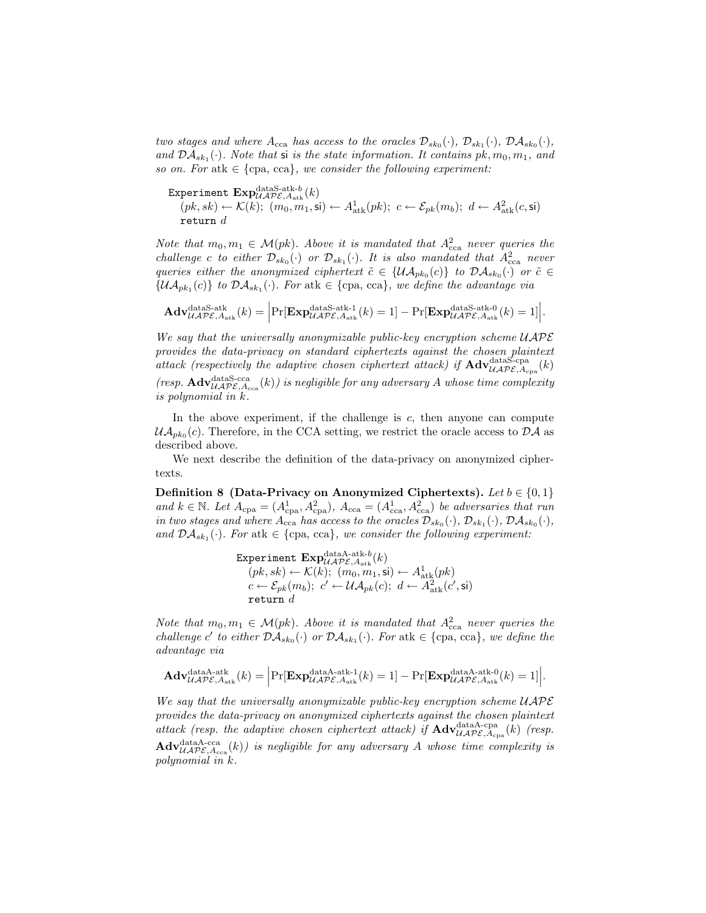*two stages and where $A_{\text{cca}}$ has access to the oracles $\mathcal{D}_{sk_0}(\cdot)$, $\mathcal{D}_{sk_1}(\cdot)$, $\mathcal{DA}_{sk_0}(\cdot)$, and $\mathcal{DA}_{sk_1}(\cdot)$. Note that* $\mathsf{si}$ *is the state information. It contains $pk, m_0, m_1$, and so on. For* $\text{atk} \in \{\text{cpa}, \text{cca}\}$*, we consider the following experiment:*

$$
\begin{array}{l}
\texttt{Experiment } \mathbf{Exp}^{\text{dataS-atk-}b}_{\mathcal{UAPE},A_{\text{atk}}}(k) \\
\quad (pk, sk) \leftarrow \mathcal{K}(k);\ (m_0, m_1, \mathsf{si}) \leftarrow A^1_{\text{atk}}(pk);\ c \leftarrow \mathcal{E}_{pk}(m_b);\ d \leftarrow A^2_{\text{atk}}(c, \mathsf{si}) \\
\quad \texttt{return } d
\end{array}
$$

*Note that $m_0, m_1 \in \mathcal{M}(pk)$. Above it is mandated that $A^2_{\text{cca}}$ never queries the challenge $c$ to either $\mathcal{D}_{sk_0}(\cdot)$ or $\mathcal{D}_{sk_1}(\cdot)$. It is also mandated that $A^2_{\text{cca}}$ never queries either the anonymized ciphertext $\tilde{c} \in \{\mathcal{UA}_{pk_0}(c)\}$ to $\mathcal{DA}_{sk_0}(\cdot)$ or $\tilde{c} \in \{\mathcal{UA}_{pk_1}(c)\}$ to $\mathcal{DA}_{sk_1}(\cdot)$. For* $\text{atk} \in \{\text{cpa}, \text{cca}\}$*, we define the advantage via*

$$
\mathbf{Adv}^{\text{dataS-atk}}_{\mathcal{UAPE},A_{\text{atk}}}(k) = \left| \Pr[\mathbf{Exp}^{\text{dataS-atk-1}}_{\mathcal{UAPE},A_{\text{atk}}}(k) = 1] - \Pr[\mathbf{Exp}^{\text{dataS-atk-0}}_{\mathcal{UAPE},A_{\text{atk}}}(k) = 1] \right|.
$$

*We say that the universally anonymizable public-key encryption scheme $\mathcal{UAPE}$ provides the data-privacy on standard ciphertexts against the chosen plaintext attack (respectively the adaptive chosen ciphertext attack) if $\mathbf{Adv}^{\text{dataS-cpa}}_{\mathcal{UAPE},A_{\text{cpa}}}(k)$ (resp. $\mathbf{Adv}^{\text{dataS-cca}}_{\mathcal{UAPE},A_{\text{cca}}}(k)$) is negligible for any adversary $A$ whose time complexity is polynomial in $k$.*

In the above experiment, if the challenge is $c$, then anyone can compute $\mathcal{UA}_{pk_0}(c)$. Therefore, in the CCA setting, we restrict the oracle access to $\mathcal{DA}$ as described above.

We next describe the definition of the data-privacy on anonymized ciphertexts.

**Definition 8 (Data-Privacy on Anonymized Ciphertexts).** *Let $b \in \{0, 1\}$ and $k \in \mathbb{N}$. Let $A_{\text{cpa}} = (A^1_{\text{cpa}}, A^2_{\text{cpa}})$, $A_{\text{cca}} = (A^1_{\text{cca}}, A^2_{\text{cca}})$ be adversaries that run in two stages and where $A_{\text{cca}}$ has access to the oracles $\mathcal{D}_{sk_0}(\cdot)$, $\mathcal{D}_{sk_1}(\cdot)$, $\mathcal{DA}_{sk_0}(\cdot)$, and $\mathcal{DA}_{sk_1}(\cdot)$. For* $\text{atk} \in \{\text{cpa}, \text{cca}\}$*, we consider the following experiment:*

$$
\begin{array}{l}
\texttt{Experiment } \mathbf{Exp}^{\text{dataA-atk-}b}_{\mathcal{UAPE},A_{\text{atk}}}(k) \\
\quad (pk, sk) \leftarrow \mathcal{K}(k);\ (m_0, m_1, \mathsf{si}) \leftarrow A^1_{\text{atk}}(pk) \\
\quad c \leftarrow \mathcal{E}_{pk}(m_b);\ c' \leftarrow \mathcal{UA}_{pk}(c);\ d \leftarrow A^2_{\text{atk}}(c', \mathsf{si}) \\
\quad \texttt{return } d
\end{array}
$$

*Note that $m_0, m_1 \in \mathcal{M}(pk)$. Above it is mandated that $A^2_{\text{cca}}$ never queries the challenge $c'$ to either $\mathcal{DA}_{sk_0}(\cdot)$ or $\mathcal{DA}_{sk_1}(\cdot)$. For* $\text{atk} \in \{\text{cpa}, \text{cca}\}$*, we define the advantage via*

$$
\mathbf{Adv}^{\text{dataA-atk}}_{\mathcal{UAPE},A_{\text{atk}}}(k) = \left| \Pr[\mathbf{Exp}^{\text{dataA-atk-1}}_{\mathcal{UAPE},A_{\text{atk}}}(k) = 1] - \Pr[\mathbf{Exp}^{\text{dataA-atk-0}}_{\mathcal{UAPE},A_{\text{atk}}}(k) = 1] \right|.
$$

*We say that the universally anonymizable public-key encryption scheme $\mathcal{UAPE}$ provides the data-privacy on anonymized ciphertexts against the chosen plaintext attack (resp. the adaptive chosen ciphertext attack) if $\mathbf{Adv}^{\text{dataA-cpa}}_{\mathcal{UAPE},A_{\text{cpa}}}(k)$ (resp. $\mathbf{Adv}^{\text{dataA-cca}}_{\mathcal{UAPE},A_{\text{cca}}}(k)$) is negligible for any adversary $A$ whose time complexity is polynomial in $k$.*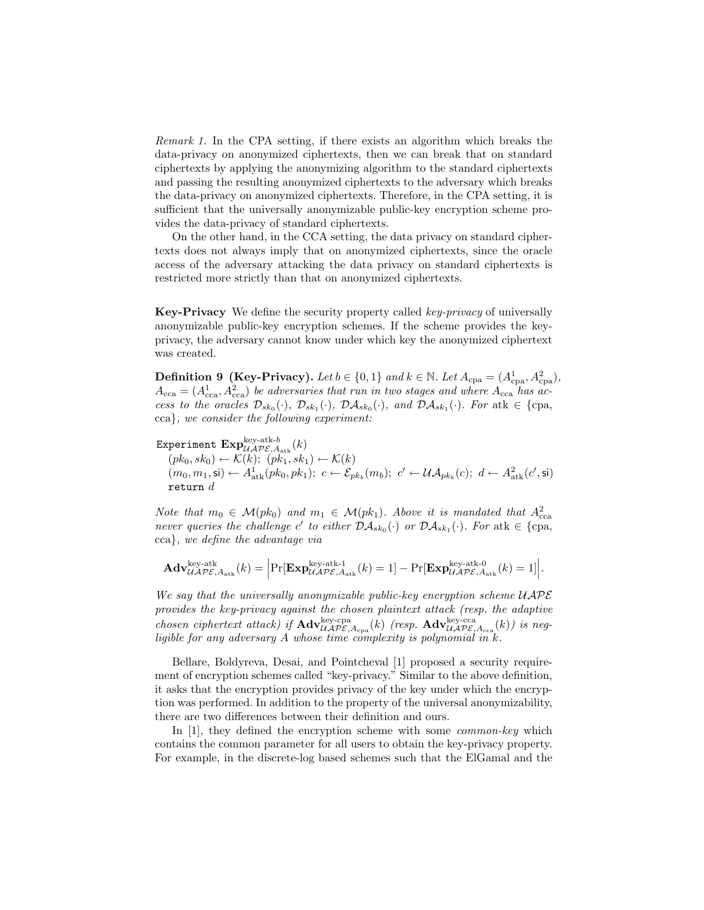*Remark 1.* In the CPA setting, if there exists an algorithm which breaks the data-privacy on anonymized ciphertexts, then we can break that on standard ciphertexts by applying the anonymizing algorithm to the standard ciphertexts and passing the resulting anonymized ciphertexts to the adversary which breaks the data-privacy on anonymized ciphertexts. Therefore, in the CPA setting, it is sufficient that the universally anonymizable public-key encryption scheme provides the data-privacy of standard ciphertexts.

On the other hand, in the CCA setting, the data privacy on standard ciphertexts does not always imply that on anonymized ciphertexts, since the oracle access of the adversary attacking the data privacy on standard ciphertexts is restricted more strictly than that on anonymized ciphertexts.

**Key-Privacy** We define the security property called *key-privacy* of universally anonymizable public-key encryption schemes. If the scheme provides the key-privacy, the adversary cannot know under which key the anonymized ciphertext was created.

**Definition 9 (Key-Privacy).** *Let $b \in \{0,1\}$ and $k \in \mathbb{N}$. Let $A_{\rm cpa} = (A^1_{\rm cpa}, A^2_{\rm cpa})$, $A_{\rm cca} = (A^1_{\rm cca}, A^2_{\rm cca})$ be adversaries that run in two stages and where $A_{\rm cca}$ has access to the oracles $\mathcal{D}_{sk_0}(\cdot)$, $\mathcal{D}_{sk_1}(\cdot)$, $\mathcal{DA}_{sk_0}(\cdot)$, and $\mathcal{DA}_{sk_1}(\cdot)$. For atk $\in$ {cpa, cca}, we consider the following experiment:*

Experiment $\mathbf{Exp}^{\text{key-atk-}b}_{\mathcal{UAPE},A_{\rm atk}}(k)$
  $(pk_0, sk_0) \leftarrow \mathcal{K}(k);\ (pk_1, sk_1) \leftarrow \mathcal{K}(k)$
  $(m_0, m_1, \mathsf{si}) \leftarrow A^1_{\rm atk}(pk_0, pk_1);\ c \leftarrow \mathcal{E}_{pk_b}(m_b);\ c' \leftarrow \mathcal{UA}_{pk_b}(c);\ d \leftarrow A^2_{\rm atk}(c', \mathsf{si})$
  return $d$

*Note that $m_0 \in \mathcal{M}(pk_0)$ and $m_1 \in \mathcal{M}(pk_1)$. Above it is mandated that $A^2_{\rm cca}$ never queries the challenge $c'$ to either $\mathcal{DA}_{sk_0}(\cdot)$ or $\mathcal{DA}_{sk_1}(\cdot)$. For atk $\in$ {cpa, cca}, we define the advantage via*

$$\mathbf{Adv}^{\text{key-atk}}_{\mathcal{UAPE},A_{\rm atk}}(k) = \left|\Pr[\mathbf{Exp}^{\text{key-atk-1}}_{\mathcal{UAPE},A_{\rm atk}}(k) = 1] - \Pr[\mathbf{Exp}^{\text{key-atk-0}}_{\mathcal{UAPE},A_{\rm atk}}(k) = 1]\right|.$$

*We say that the universally anonymizable public-key encryption scheme $\mathcal{UAPE}$ provides the key-privacy against the chosen plaintext attack (resp. the adaptive chosen ciphertext attack) if $\mathbf{Adv}^{\text{key-cpa}}_{\mathcal{UAPE},A_{\rm cpa}}(k)$ (resp. $\mathbf{Adv}^{\text{key-cca}}_{\mathcal{UAPE},A_{\rm cca}}(k)$) is negligible for any adversary $A$ whose time complexity is polynomial in $k$.*

Bellare, Boldyreva, Desai, and Pointcheval [1] proposed a security requirement of encryption schemes called "key-privacy." Similar to the above definition, it asks that the encryption provides privacy of the key under which the encryption was performed. In addition to the property of the universal anonymizability, there are two differences between their definition and ours.

In [1], they defined the encryption scheme with some *common-key* which contains the common parameter for all users to obtain the key-privacy property. For example, in the discrete-log based schemes such that the ElGamal and the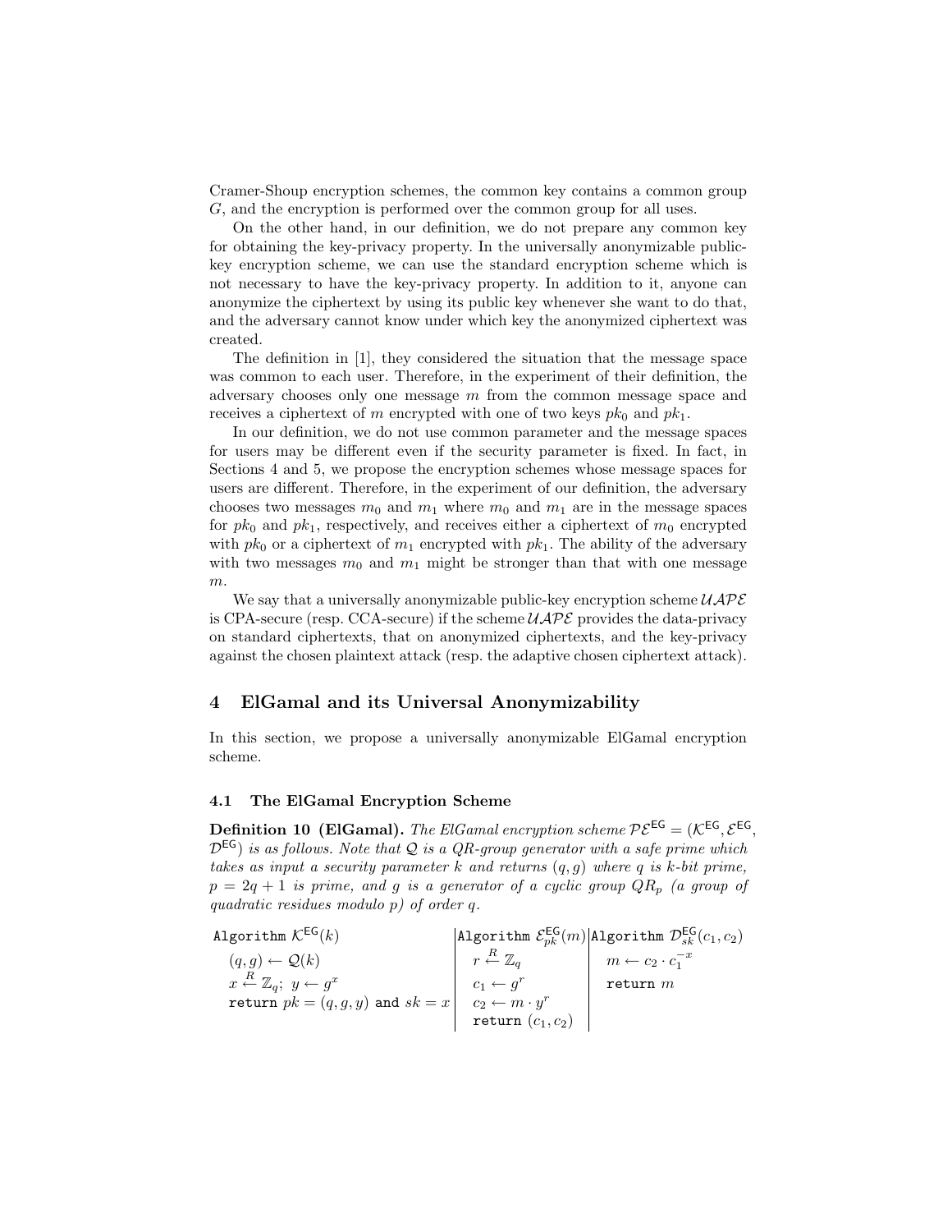Cramer-Shoup encryption schemes, the common key contains a common group $G$, and the encryption is performed over the common group for all uses.

On the other hand, in our definition, we do not prepare any common key for obtaining the key-privacy property. In the universally anonymizable public-key encryption scheme, we can use the standard encryption scheme which is not necessary to have the key-privacy property. In addition to it, anyone can anonymize the ciphertext by using its public key whenever she want to do that, and the adversary cannot know under which key the anonymized ciphertext was created.

The definition in [1], they considered the situation that the message space was common to each user. Therefore, in the experiment of their definition, the adversary chooses only one message $m$ from the common message space and receives a ciphertext of $m$ encrypted with one of two keys $pk_0$ and $pk_1$.

In our definition, we do not use common parameter and the message spaces for users may be different even if the security parameter is fixed. In fact, in Sections 4 and 5, we propose the encryption schemes whose message spaces for users are different. Therefore, in the experiment of our definition, the adversary chooses two messages $m_0$ and $m_1$ where $m_0$ and $m_1$ are in the message spaces for $pk_0$ and $pk_1$, respectively, and receives either a ciphertext of $m_0$ encrypted with $pk_0$ or a ciphertext of $m_1$ encrypted with $pk_1$. The ability of the adversary with two messages $m_0$ and $m_1$ might be stronger than that with one message $m$.

We say that a universally anonymizable public-key encryption scheme $\mathcal{UAPE}$ is CPA-secure (resp. CCA-secure) if the scheme $\mathcal{UAPE}$ provides the data-privacy on standard ciphertexts, that on anonymized ciphertexts, and the key-privacy against the chosen plaintext attack (resp. the adaptive chosen ciphertext attack).

## 4 ElGamal and its Universal Anonymizability

In this section, we propose a universally anonymizable ElGamal encryption scheme.

### 4.1 The ElGamal Encryption Scheme

**Definition 10 (ElGamal).** *The ElGamal encryption scheme $\mathcal{PE}^{\mathsf{EG}} = (\mathcal{K}^{\mathsf{EG}}, \mathcal{E}^{\mathsf{EG}}, \mathcal{D}^{\mathsf{EG}})$ is as follows. Note that $\mathcal{Q}$ is a QR-group generator with a safe prime which takes as input a security parameter $k$ and returns $(q, g)$ where $q$ is $k$-bit prime, $p = 2q + 1$ is prime, and $g$ is a generator of a cyclic group $QR_p$ (a group of quadratic residues modulo $p$) of order $q$.*

| Algorithm $\mathcal{K}^{\mathsf{EG}}(k)$ | Algorithm $\mathcal{E}^{\mathsf{EG}}_{pk}(m)$ | Algorithm $\mathcal{D}^{\mathsf{EG}}_{sk}(c_1, c_2)$ |
|---|---|---|
| $(q, g) \leftarrow \mathcal{Q}(k)$ | $r \xleftarrow{R} \mathbb{Z}_q$ | $m \leftarrow c_2 \cdot c_1^{-x}$ |
| $x \xleftarrow{R} \mathbb{Z}_q;\ y \leftarrow g^x$ | $c_1 \leftarrow g^r$ | return $m$ |
| return $pk = (q, g, y)$ and $sk = x$ | $c_2 \leftarrow m \cdot y^r$ | |
| | return $(c_1, c_2)$ | |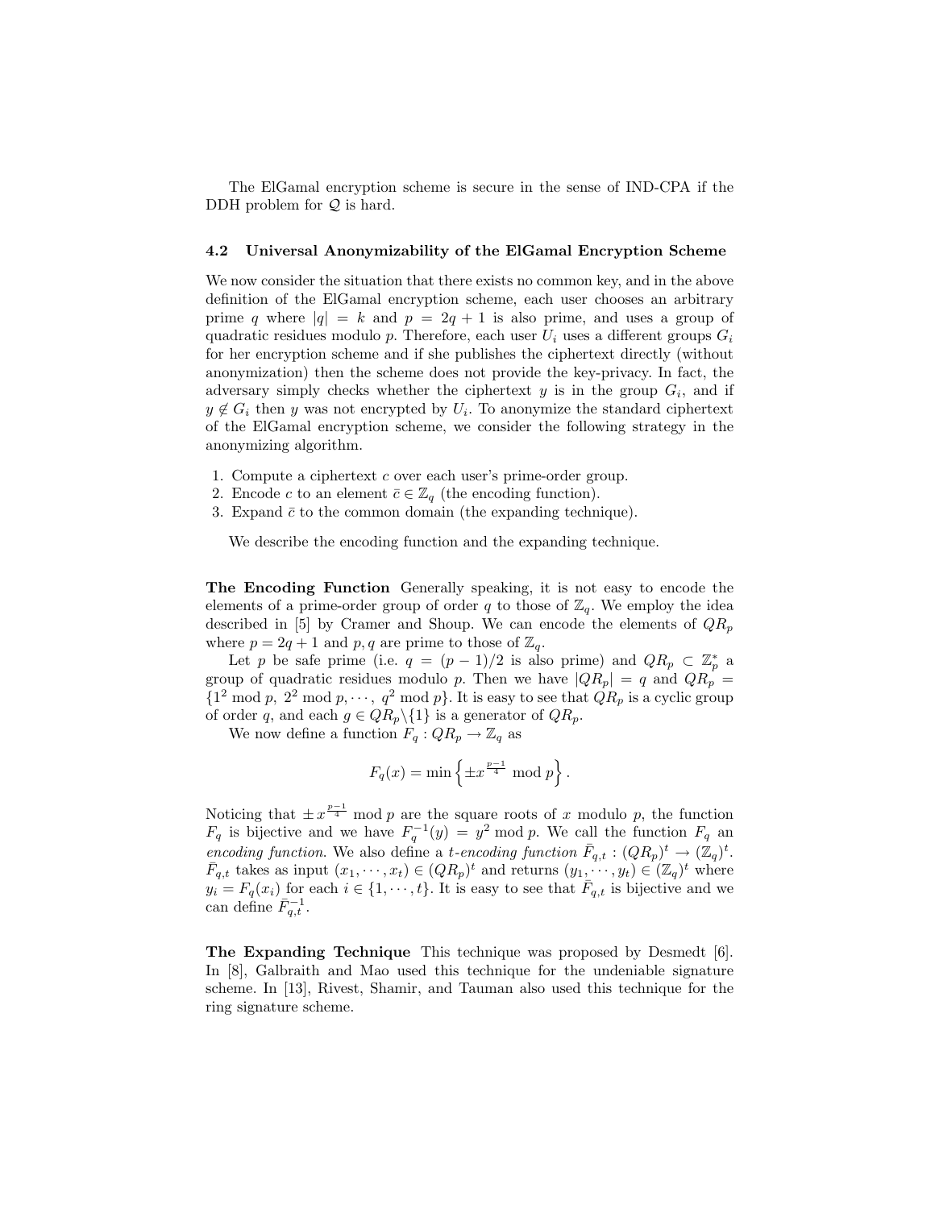The ElGamal encryption scheme is secure in the sense of IND-CPA if the DDH problem for $\mathcal{Q}$ is hard.

### 4.2 Universal Anonymizability of the ElGamal Encryption Scheme

We now consider the situation that there exists no common key, and in the above definition of the ElGamal encryption scheme, each user chooses an arbitrary prime $q$ where $|q| = k$ and $p = 2q + 1$ is also prime, and uses a group of quadratic residues modulo $p$. Therefore, each user $U_i$ uses a different groups $G_i$ for her encryption scheme and if she publishes the ciphertext directly (without anonymization) then the scheme does not provide the key-privacy. In fact, the adversary simply checks whether the ciphertext $y$ is in the group $G_i$, and if $y \notin G_i$ then $y$ was not encrypted by $U_i$. To anonymize the standard ciphertext of the ElGamal encryption scheme, we consider the following strategy in the anonymizing algorithm.

1. Compute a ciphertext $c$ over each user's prime-order group.
2. Encode $c$ to an element $\bar{c} \in \mathbb{Z}_q$ (the encoding function).
3. Expand $\bar{c}$ to the common domain (the expanding technique).

We describe the encoding function and the expanding technique.

**The Encoding Function** Generally speaking, it is not easy to encode the elements of a prime-order group of order $q$ to those of $\mathbb{Z}_q$. We employ the idea described in [5] by Cramer and Shoup. We can encode the elements of $QR_p$ where $p = 2q + 1$ and $p, q$ are prime to those of $\mathbb{Z}_q$.

Let $p$ be safe prime (i.e. $q = (p-1)/2$ is also prime) and $QR_p \subset \mathbb{Z}_p^*$ a group of quadratic residues modulo $p$. Then we have $|QR_p| = q$ and $QR_p = \{1^2 \bmod p,\ 2^2 \bmod p, \cdots,\ q^2 \bmod p\}$. It is easy to see that $QR_p$ is a cyclic group of order $q$, and each $g \in QR_p \backslash \{1\}$ is a generator of $QR_p$.

We now define a function $F_q : QR_p \to \mathbb{Z}_q$ as

$$F_q(x) = \min \left\{ \pm x^{\frac{p-1}{4}} \bmod p \right\}.$$

Noticing that $\pm x^{\frac{p-1}{4}} \bmod p$ are the square roots of $x$ modulo $p$, the function $F_q$ is bijective and we have $F_q^{-1}(y) = y^2 \bmod p$. We call the function $F_q$ an *encoding function*. We also define a $t$*-encoding function* $\bar{F}_{q,t} : (QR_p)^t \to (\mathbb{Z}_q)^t$. $\bar{F}_{q,t}$ takes as input $(x_1, \cdots, x_t) \in (QR_p)^t$ and returns $(y_1, \cdots, y_t) \in (\mathbb{Z}_q)^t$ where $y_i = F_q(x_i)$ for each $i \in \{1, \cdots, t\}$. It is easy to see that $\bar{F}_{q,t}$ is bijective and we can define $\bar{F}_{q,t}^{-1}$.

**The Expanding Technique** This technique was proposed by Desmedt [6]. In [8], Galbraith and Mao used this technique for the undeniable signature scheme. In [13], Rivest, Shamir, and Tauman also used this technique for the ring signature scheme.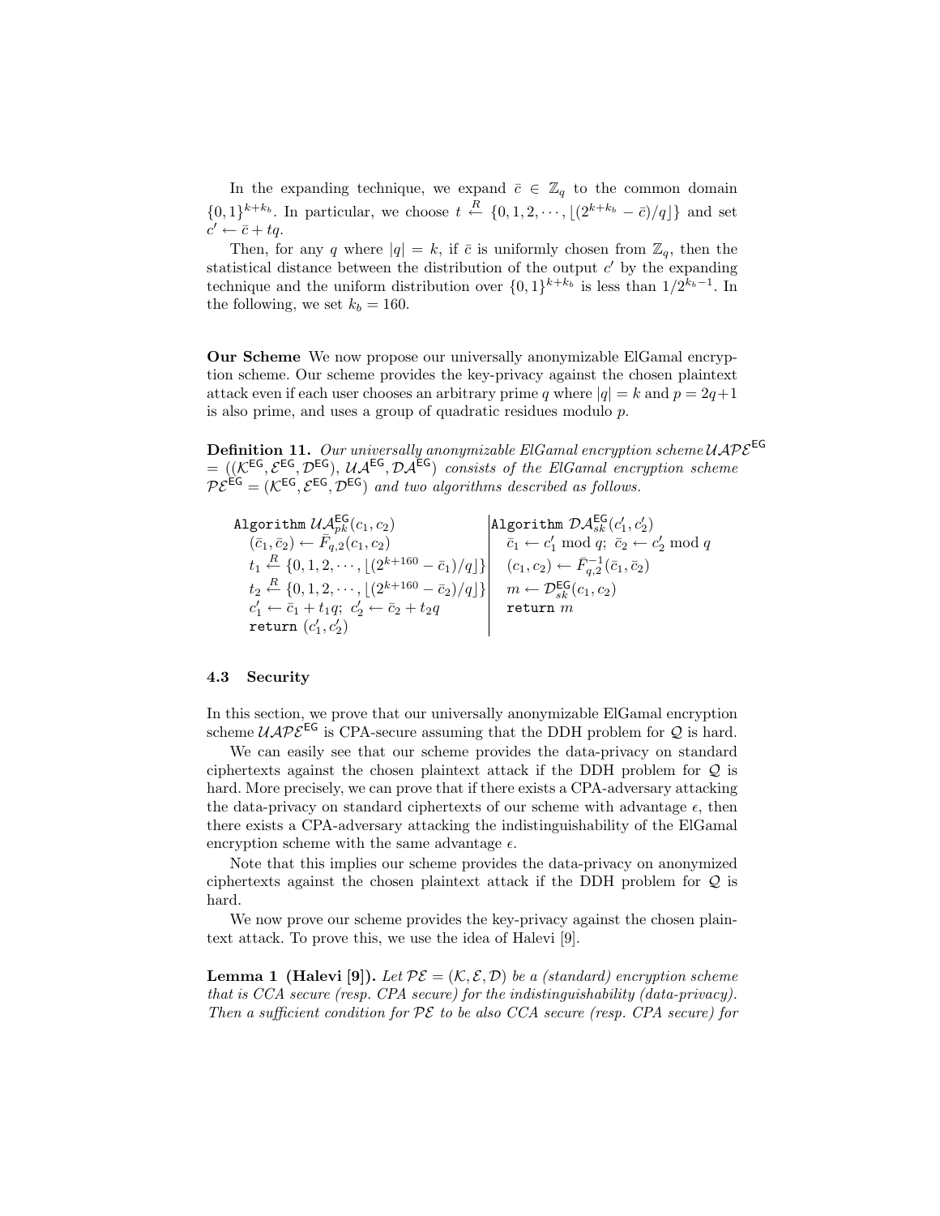In the expanding technique, we expand $\bar{c} \in \mathbb{Z}_q$ to the common domain $\{0,1\}^{k+k_b}$. In particular, we choose $t \xleftarrow{R} \{0, 1, 2, \cdots, \lfloor (2^{k+k_b} - \bar{c})/q \rfloor\}$ and set $c' \leftarrow \bar{c} + tq$.

Then, for any $q$ where $|q| = k$, if $\bar{c}$ is uniformly chosen from $\mathbb{Z}_q$, then the statistical distance between the distribution of the output $c'$ by the expanding technique and the uniform distribution over $\{0,1\}^{k+k_b}$ is less than $1/2^{k_b-1}$. In the following, we set $k_b = 160$.

**Our Scheme** We now propose our universally anonymizable ElGamal encryption scheme. Our scheme provides the key-privacy against the chosen plaintext attack even if each user chooses an arbitrary prime $q$ where $|q| = k$ and $p = 2q+1$ is also prime, and uses a group of quadratic residues modulo $p$.

**Definition 11.** *Our universally anonymizable ElGamal encryption scheme $\mathcal{UAPE}^{\mathsf{EG}} = ((\mathcal{K}^{\mathsf{EG}}, \mathcal{E}^{\mathsf{EG}}, \mathcal{D}^{\mathsf{EG}}), \mathcal{UA}^{\mathsf{EG}}, \mathcal{DA}^{\mathsf{EG}})$ consists of the ElGamal encryption scheme $\mathcal{PE}^{\mathsf{EG}} = (\mathcal{K}^{\mathsf{EG}}, \mathcal{E}^{\mathsf{EG}}, \mathcal{D}^{\mathsf{EG}})$ and two algorithms described as follows.*

| Algorithm $\mathcal{UA}^{\mathsf{EG}}_{pk}(c_1, c_2)$ | Algorithm $\mathcal{DA}^{\mathsf{EG}}_{sk}(c'_1, c'_2)$ |
|---|---|
| $(\bar{c}_1, \bar{c}_2) \leftarrow \bar{F}_{q,2}(c_1, c_2)$ | $\bar{c}_1 \leftarrow c'_1 \bmod q;\ \bar{c}_2 \leftarrow c'_2 \bmod q$ |
| $t_1 \xleftarrow{R} \{0, 1, 2, \cdots, \lfloor (2^{k+160} - \bar{c}_1)/q \rfloor\}$ | $(c_1, c_2) \leftarrow \bar{F}^{-1}_{q,2}(\bar{c}_1, \bar{c}_2)$ |
| $t_2 \xleftarrow{R} \{0, 1, 2, \cdots, \lfloor (2^{k+160} - \bar{c}_2)/q \rfloor\}$ | $m \leftarrow \mathcal{D}^{\mathsf{EG}}_{sk}(c_1, c_2)$ |
| $c'_1 \leftarrow \bar{c}_1 + t_1 q;\ c'_2 \leftarrow \bar{c}_2 + t_2 q$ | return $m$ |
| return $(c'_1, c'_2)$ | |

### 4.3 Security

In this section, we prove that our universally anonymizable ElGamal encryption scheme $\mathcal{UAPE}^{\mathsf{EG}}$ is CPA-secure assuming that the DDH problem for $\mathcal{Q}$ is hard.

We can easily see that our scheme provides the data-privacy on standard ciphertexts against the chosen plaintext attack if the DDH problem for $\mathcal{Q}$ is hard. More precisely, we can prove that if there exists a CPA-adversary attacking the data-privacy on standard ciphertexts of our scheme with advantage $\epsilon$, then there exists a CPA-adversary attacking the indistinguishability of the ElGamal encryption scheme with the same advantage $\epsilon$.

Note that this implies our scheme provides the data-privacy on anonymized ciphertexts against the chosen plaintext attack if the DDH problem for $\mathcal{Q}$ is hard.

We now prove our scheme provides the key-privacy against the chosen plaintext attack. To prove this, we use the idea of Halevi [9].

**Lemma 1 (Halevi [9]).** *Let $\mathcal{PE} = (\mathcal{K}, \mathcal{E}, \mathcal{D})$ be a (standard) encryption scheme that is CCA secure (resp. CPA secure) for the indistinguishability (data-privacy). Then a sufficient condition for $\mathcal{PE}$ to be also CCA secure (resp. CPA secure) for*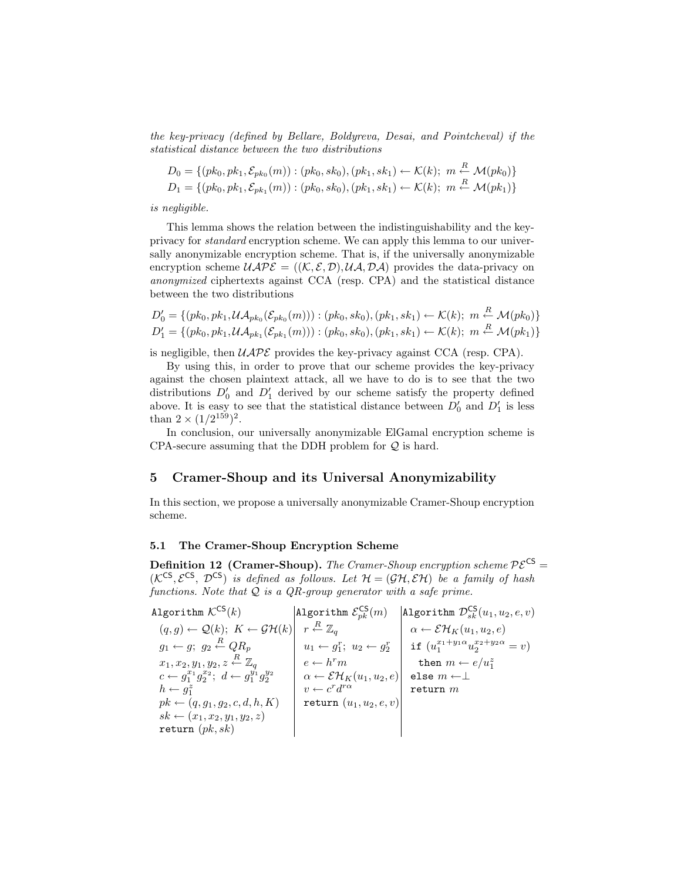*the key-privacy (defined by Bellare, Boldyreva, Desai, and Pointcheval) if the statistical distance between the two distributions*

$$D_0 = \{(pk_0, pk_1, \mathcal{E}_{pk_0}(m)) : (pk_0, sk_0), (pk_1, sk_1) \leftarrow \mathcal{K}(k);\ m \xleftarrow{R} \mathcal{M}(pk_0)\}$$
$$D_1 = \{(pk_0, pk_1, \mathcal{E}_{pk_1}(m)) : (pk_0, sk_0), (pk_1, sk_1) \leftarrow \mathcal{K}(k);\ m \xleftarrow{R} \mathcal{M}(pk_1)\}$$

*is negligible.*

This lemma shows the relation between the indistinguishability and the key-privacy for *standard* encryption scheme. We can apply this lemma to our universally anonymizable encryption scheme. That is, if the universally anonymizable encryption scheme $\mathcal{UAPE} = ((\mathcal{K}, \mathcal{E}, \mathcal{D}), \mathcal{UA}, \mathcal{DA})$ provides the data-privacy on *anonymized* ciphertexts against CCA (resp. CPA) and the statistical distance between the two distributions

$$D'_0 = \{(pk_0, pk_1, \mathcal{UA}_{pk_0}(\mathcal{E}_{pk_0}(m))) : (pk_0, sk_0), (pk_1, sk_1) \leftarrow \mathcal{K}(k);\ m \xleftarrow{R} \mathcal{M}(pk_0)\}$$
$$D'_1 = \{(pk_0, pk_1, \mathcal{UA}_{pk_1}(\mathcal{E}_{pk_1}(m))) : (pk_0, sk_0), (pk_1, sk_1) \leftarrow \mathcal{K}(k);\ m \xleftarrow{R} \mathcal{M}(pk_1)\}$$

is negligible, then $\mathcal{UAPE}$ provides the key-privacy against CCA (resp. CPA).

By using this, in order to prove that our scheme provides the key-privacy against the chosen plaintext attack, all we have to do is to see that the two distributions $D'_0$ and $D'_1$ derived by our scheme satisfy the property defined above. It is easy to see that the statistical distance between $D'_0$ and $D'_1$ is less than $2 \times (1/2^{159})^2$.

In conclusion, our universally anonymizable ElGamal encryption scheme is CPA-secure assuming that the DDH problem for $\mathcal{Q}$ is hard.

## 5 Cramer-Shoup and its Universal Anonymizability

In this section, we propose a universally anonymizable Cramer-Shoup encryption scheme.

### 5.1 The Cramer-Shoup Encryption Scheme

**Definition 12 (Cramer-Shoup).** *The Cramer-Shoup encryption scheme $\mathcal{PE}^{\mathsf{CS}} = (\mathcal{K}^{\mathsf{CS}}, \mathcal{E}^{\mathsf{CS}}, \mathcal{D}^{\mathsf{CS}})$ is defined as follows. Let $\mathcal{H} = (\mathcal{GH}, \mathcal{EH})$ be a family of hash functions. Note that $\mathcal{Q}$ is a QR-group generator with a safe prime.*

| Algorithm $\mathcal{K}^{\mathsf{CS}}(k)$ | Algorithm $\mathcal{E}^{\mathsf{CS}}_{pk}(m)$ | Algorithm $\mathcal{D}^{\mathsf{CS}}_{sk}(u_1, u_2, e, v)$ |
|---|---|---|
| $(q, g) \leftarrow \mathcal{Q}(k);\ K \leftarrow \mathcal{GH}(k)$ | $r \xleftarrow{R} \mathbb{Z}_q$ | $\alpha \leftarrow \mathcal{EH}_K(u_1, u_2, e)$ |
| $g_1 \leftarrow g;\ g_2 \xleftarrow{R} QR_p$ | $u_1 \leftarrow g_1^r;\ u_2 \leftarrow g_2^r$ | if $(u_1^{x_1+y_1\alpha} u_2^{x_2+y_2\alpha} = v)$ |
| $x_1, x_2, y_1, y_2, z \xleftarrow{R} \mathbb{Z}_q$ | $e \leftarrow h^r m$ | then $m \leftarrow e/u_1^z$ |
| $c \leftarrow g_1^{x_1} g_2^{x_2};\ d \leftarrow g_1^{y_1} g_2^{y_2}$ | $\alpha \leftarrow \mathcal{EH}_K(u_1, u_2, e)$ | else $m \leftarrow \perp$ |
| $h \leftarrow g_1^z$ | $v \leftarrow c^r d^{r\alpha}$ | return $m$ |
| $pk \leftarrow (q, g_1, g_2, c, d, h, K)$ | return $(u_1, u_2, e, v)$ | |
| $sk \leftarrow (x_1, x_2, y_1, y_2, z)$ | | |
| return $(pk, sk)$ | | |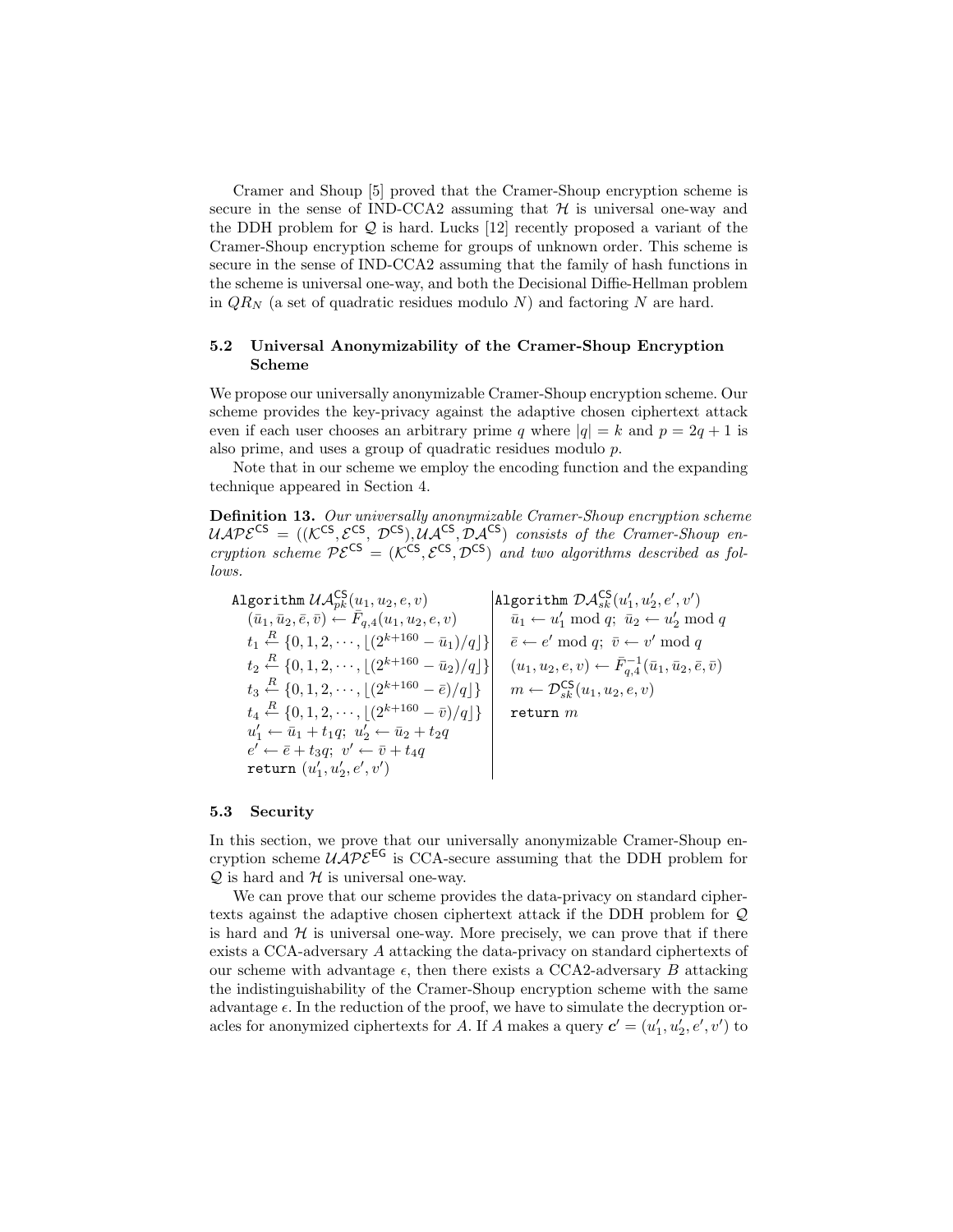Cramer and Shoup [5] proved that the Cramer-Shoup encryption scheme is secure in the sense of IND-CCA2 assuming that $\mathcal{H}$ is universal one-way and the DDH problem for $\mathcal{Q}$ is hard. Lucks [12] recently proposed a variant of the Cramer-Shoup encryption scheme for groups of unknown order. This scheme is secure in the sense of IND-CCA2 assuming that the family of hash functions in the scheme is universal one-way, and both the Decisional Diffie-Hellman problem in $QR_N$ (a set of quadratic residues modulo $N$) and factoring $N$ are hard.

### 5.2 Universal Anonymizability of the Cramer-Shoup Encryption Scheme

We propose our universally anonymizable Cramer-Shoup encryption scheme. Our scheme provides the key-privacy against the adaptive chosen ciphertext attack even if each user chooses an arbitrary prime $q$ where $|q| = k$ and $p = 2q + 1$ is also prime, and uses a group of quadratic residues modulo $p$.

Note that in our scheme we employ the encoding function and the expanding technique appeared in Section 4.

**Definition 13.** *Our universally anonymizable Cramer-Shoup encryption scheme* $\mathcal{UAPE}^{\mathsf{CS}} = ((\mathcal{K}^{\mathsf{CS}}, \mathcal{E}^{\mathsf{CS}}, \mathcal{D}^{\mathsf{CS}}), \mathcal{UA}^{\mathsf{CS}}, \mathcal{DA}^{\mathsf{CS}})$ *consists of the Cramer-Shoup encryption scheme* $\mathcal{PE}^{\mathsf{CS}} = (\mathcal{K}^{\mathsf{CS}}, \mathcal{E}^{\mathsf{CS}}, \mathcal{D}^{\mathsf{CS}})$ *and two algorithms described as follows.*

Algorithm $\mathcal{UA}^{\mathsf{CS}}_{pk}(u_1, u_2, e, v)$
- $(\bar{u}_1, \bar{u}_2, \bar{e}, \bar{v}) \leftarrow \bar{F}_{q,4}(u_1, u_2, e, v)$
- $t_1 \stackrel{R}{\leftarrow} \{0, 1, 2, \cdots, \lfloor (2^{k+160} - \bar{u}_1)/q \rfloor\}$
- $t_2 \stackrel{R}{\leftarrow} \{0, 1, 2, \cdots, \lfloor (2^{k+160} - \bar{u}_2)/q \rfloor\}$
- $t_3 \stackrel{R}{\leftarrow} \{0, 1, 2, \cdots, \lfloor (2^{k+160} - \bar{e})/q \rfloor\}$
- $t_4 \stackrel{R}{\leftarrow} \{0, 1, 2, \cdots, \lfloor (2^{k+160} - \bar{v})/q \rfloor\}$
- $u'_1 \leftarrow \bar{u}_1 + t_1 q;\ u'_2 \leftarrow \bar{u}_2 + t_2 q$
- $e' \leftarrow \bar{e} + t_3 q;\ v' \leftarrow \bar{v} + t_4 q$
- return $(u'_1, u'_2, e', v')$

Algorithm $\mathcal{DA}^{\mathsf{CS}}_{sk}(u'_1, u'_2, e', v')$
- $\bar{u}_1 \leftarrow u'_1 \bmod q;\ \bar{u}_2 \leftarrow u'_2 \bmod q$
- $\bar{e} \leftarrow e' \bmod q;\ \bar{v} \leftarrow v' \bmod q$
- $(u_1, u_2, e, v) \leftarrow \bar{F}^{-1}_{q,4}(\bar{u}_1, \bar{u}_2, \bar{e}, \bar{v})$
- $m \leftarrow \mathcal{D}^{\mathsf{CS}}_{sk}(u_1, u_2, e, v)$
- return $m$

### 5.3 Security

In this section, we prove that our universally anonymizable Cramer-Shoup encryption scheme $\mathcal{UAPE}^{\mathsf{EG}}$ is CCA-secure assuming that the DDH problem for $\mathcal{Q}$ is hard and $\mathcal{H}$ is universal one-way.

We can prove that our scheme provides the data-privacy on standard ciphertexts against the adaptive chosen ciphertext attack if the DDH problem for $\mathcal{Q}$ is hard and $\mathcal{H}$ is universal one-way. More precisely, we can prove that if there exists a CCA-adversary $A$ attacking the data-privacy on standard ciphertexts of our scheme with advantage $\epsilon$, then there exists a CCA2-adversary $B$ attacking the indistinguishability of the Cramer-Shoup encryption scheme with the same advantage $\epsilon$. In the reduction of the proof, we have to simulate the decryption oracles for anonymized ciphertexts for $A$. If $A$ makes a query $\boldsymbol{c}' = (u'_1, u'_2, e', v')$ to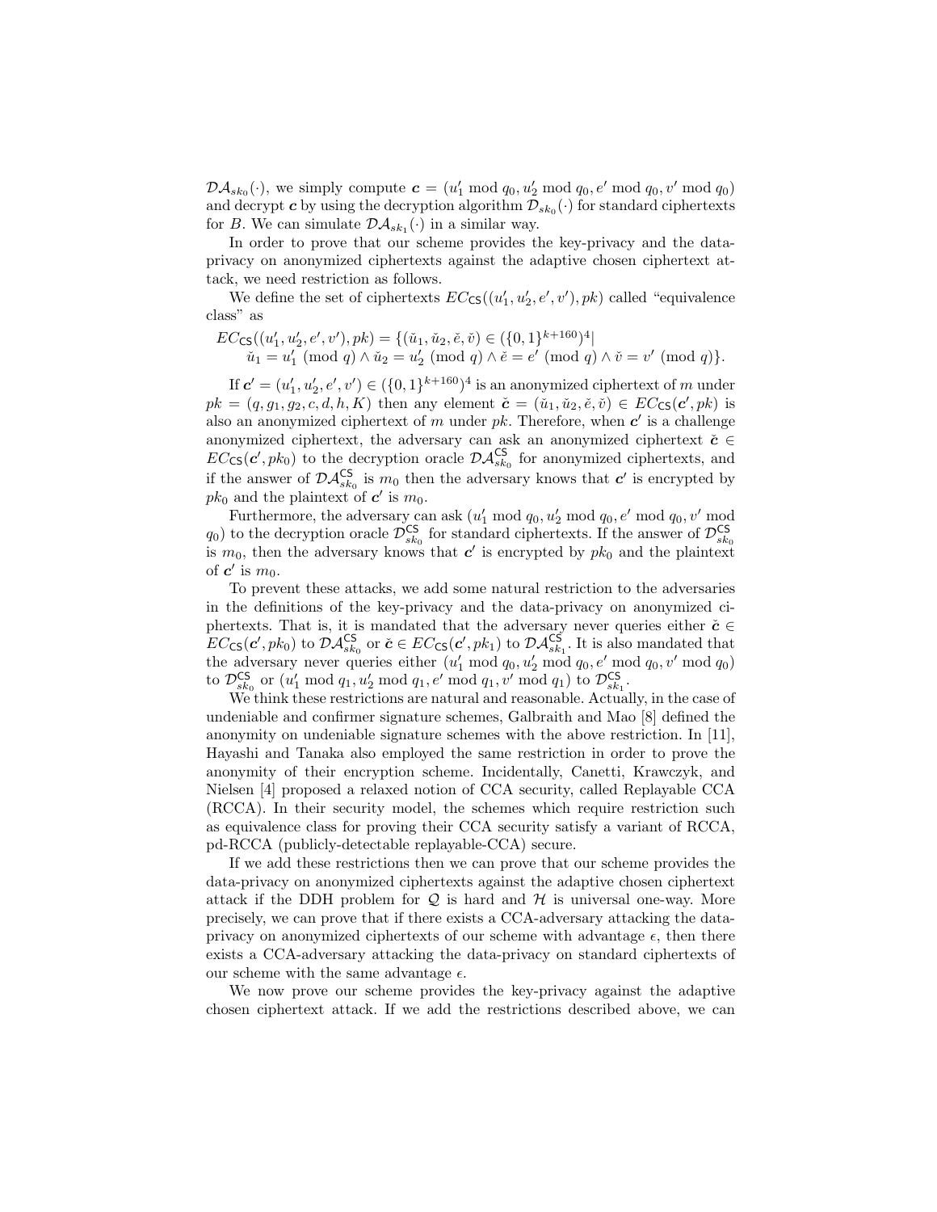$\mathcal{DA}_{sk_0}(\cdot)$, we simply compute $\boldsymbol{c} = (u_1' \bmod q_0, u_2' \bmod q_0, e' \bmod q_0, v' \bmod q_0)$ and decrypt $\boldsymbol{c}$ by using the decryption algorithm $\mathcal{D}_{sk_0}(\cdot)$ for standard ciphertexts for $B$. We can simulate $\mathcal{DA}_{sk_1}(\cdot)$ in a similar way.

In order to prove that our scheme provides the key-privacy and the data-privacy on anonymized ciphertexts against the adaptive chosen ciphertext attack, we need restriction as follows.

We define the set of ciphertexts $EC_{\mathsf{CS}}((u_1', u_2', e', v'), pk)$ called "equivalence class" as

$$
\begin{aligned}
EC_{\mathsf{CS}}((u_1', u_2', e', v'), pk) = \{&(\check{u}_1, \check{u}_2, \check{e}, \check{v}) \in (\{0,1\}^{k+160})^4 | \\
&\check{u}_1 = u_1' \pmod q \wedge \check{u}_2 = u_2' \pmod q \wedge \check{e} = e' \pmod q \wedge \check{v} = v' \pmod q\}.
\end{aligned}
$$

If $\boldsymbol{c}' = (u_1', u_2', e', v') \in (\{0,1\}^{k+160})^4$ is an anonymized ciphertext of $m$ under $pk = (q, g_1, g_2, c, d, h, K)$ then any element $\check{\boldsymbol{c}} = (\check{u}_1, \check{u}_2, \check{e}, \check{v}) \in EC_{\mathsf{CS}}(\boldsymbol{c}', pk)$ is also an anonymized ciphertext of $m$ under $pk$. Therefore, when $\boldsymbol{c}'$ is a challenge anonymized ciphertext, the adversary can ask an anonymized ciphertext $\check{\boldsymbol{c}} \in EC_{\mathsf{CS}}(\boldsymbol{c}', pk_0)$ to the decryption oracle $\mathcal{DA}^{\mathsf{CS}}_{sk_0}$ for anonymized ciphertexts, and if the answer of $\mathcal{DA}^{\mathsf{CS}}_{sk_0}$ is $m_0$ then the adversary knows that $\boldsymbol{c}'$ is encrypted by $pk_0$ and the plaintext of $\boldsymbol{c}'$ is $m_0$.

Furthermore, the adversary can ask $(u_1' \bmod q_0, u_2' \bmod q_0, e' \bmod q_0, v' \bmod q_0)$ to the decryption oracle $\mathcal{D}^{\mathsf{CS}}_{sk_0}$ for standard ciphertexts. If the answer of $\mathcal{D}^{\mathsf{CS}}_{sk_0}$ is $m_0$, then the adversary knows that $\boldsymbol{c}'$ is encrypted by $pk_0$ and the plaintext of $\boldsymbol{c}'$ is $m_0$.

To prevent these attacks, we add some natural restriction to the adversaries in the definitions of the key-privacy and the data-privacy on anonymized ciphertexts. That is, it is mandated that the adversary never queries either $\check{\boldsymbol{c}} \in EC_{\mathsf{CS}}(\boldsymbol{c}', pk_0)$ to $\mathcal{DA}^{\mathsf{CS}}_{sk_0}$ or $\check{\boldsymbol{c}} \in EC_{\mathsf{CS}}(\boldsymbol{c}', pk_1)$ to $\mathcal{DA}^{\mathsf{CS}}_{sk_1}$. It is also mandated that the adversary never queries either $(u_1' \bmod q_0, u_2' \bmod q_0, e' \bmod q_0, v' \bmod q_0)$ to $\mathcal{D}^{\mathsf{CS}}_{sk_0}$ or $(u_1' \bmod q_1, u_2' \bmod q_1, e' \bmod q_1, v' \bmod q_1)$ to $\mathcal{D}^{\mathsf{CS}}_{sk_1}$.

We think these restrictions are natural and reasonable. Actually, in the case of undeniable and confirmer signature schemes, Galbraith and Mao [8] defined the anonymity on undeniable signature schemes with the above restriction. In [11], Hayashi and Tanaka also employed the same restriction in order to prove the anonymity of their encryption scheme. Incidentally, Canetti, Krawczyk, and Nielsen [4] proposed a relaxed notion of CCA security, called Replayable CCA (RCCA). In their security model, the schemes which require restriction such as equivalence class for proving their CCA security satisfy a variant of RCCA, pd-RCCA (publicly-detectable replayable-CCA) secure.

If we add these restrictions then we can prove that our scheme provides the data-privacy on anonymized ciphertexts against the adaptive chosen ciphertext attack if the DDH problem for $\mathcal{Q}$ is hard and $\mathcal{H}$ is universal one-way. More precisely, we can prove that if there exists a CCA-adversary attacking the data-privacy on anonymized ciphertexts of our scheme with advantage $\epsilon$, then there exists a CCA-adversary attacking the data-privacy on standard ciphertexts of our scheme with the same advantage $\epsilon$.

We now prove our scheme provides the key-privacy against the adaptive chosen ciphertext attack. If we add the restrictions described above, we can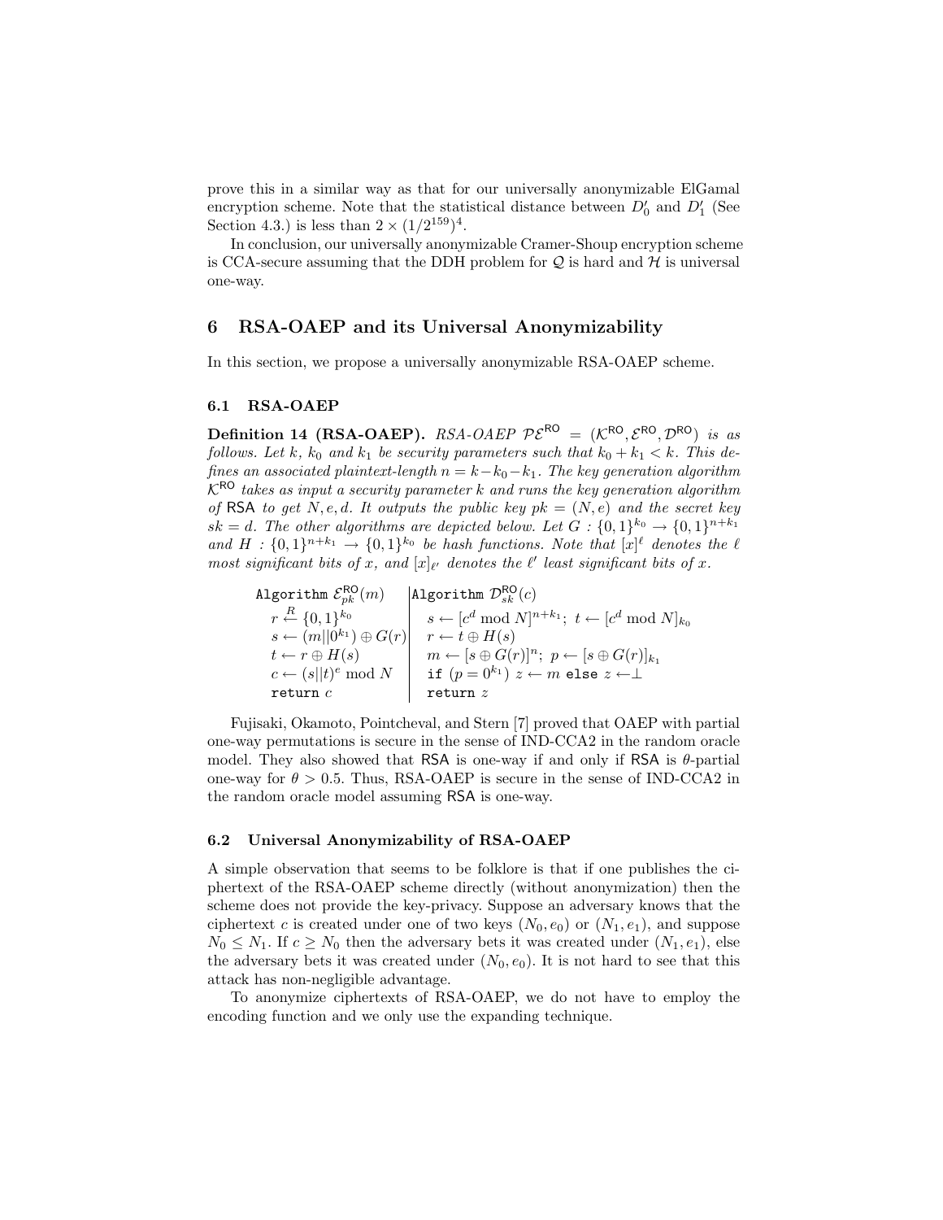prove this in a similar way as that for our universally anonymizable ElGamal encryption scheme. Note that the statistical distance between $D'_0$ and $D'_1$ (See Section 4.3.) is less than $2 \times (1/2^{159})^4$.

In conclusion, our universally anonymizable Cramer-Shoup encryption scheme is CCA-secure assuming that the DDH problem for $\mathcal{Q}$ is hard and $\mathcal{H}$ is universal one-way.

## 6 RSA-OAEP and its Universal Anonymizability

In this section, we propose a universally anonymizable RSA-OAEP scheme.

### 6.1 RSA-OAEP

**Definition 14 (RSA-OAEP).** *RSA-OAEP $\mathcal{PE}^{\mathsf{RO}} = (\mathcal{K}^{\mathsf{RO}}, \mathcal{E}^{\mathsf{RO}}, \mathcal{D}^{\mathsf{RO}})$ is as follows. Let $k$, $k_0$ and $k_1$ be security parameters such that $k_0 + k_1 < k$. This defines an associated plaintext-length $n = k - k_0 - k_1$. The key generation algorithm $\mathcal{K}^{\mathsf{RO}}$ takes as input a security parameter $k$ and runs the key generation algorithm of* RSA *to get $N, e, d$. It outputs the public key $pk = (N, e)$ and the secret key $sk = d$. The other algorithms are depicted below. Let $G : \{0,1\}^{k_0} \to \{0,1\}^{n+k_1}$ and $H : \{0,1\}^{n+k_1} \to \{0,1\}^{k_0}$ be hash functions. Note that $[x]^\ell$ denotes the $\ell$ most significant bits of $x$, and $[x]_{\ell'}$ denotes the $\ell'$ least significant bits of $x$.*

| Algorithm $\mathcal{E}^{\mathsf{RO}}_{pk}(m)$ | Algorithm $\mathcal{D}^{\mathsf{RO}}_{sk}(c)$ |
|---|---|
| $r \stackrel{R}{\leftarrow} \{0,1\}^{k_0}$ | $s \leftarrow [c^d \bmod N]^{n+k_1};\ t \leftarrow [c^d \bmod N]_{k_0}$ |
| $s \leftarrow (m \Vert 0^{k_1}) \oplus G(r)$ | $r \leftarrow t \oplus H(s)$ |
| $t \leftarrow r \oplus H(s)$ | $m \leftarrow [s \oplus G(r)]^n;\ p \leftarrow [s \oplus G(r)]_{k_1}$ |
| $c \leftarrow (s \Vert t)^e \bmod N$ | `if` $(p = 0^{k_1})$ $z \leftarrow m$ `else` $z \leftarrow \perp$ |
| `return` $c$ | `return` $z$ |

Fujisaki, Okamoto, Pointcheval, and Stern [7] proved that OAEP with partial one-way permutations is secure in the sense of IND-CCA2 in the random oracle model. They also showed that RSA is one-way if and only if RSA is $\theta$-partial one-way for $\theta > 0.5$. Thus, RSA-OAEP is secure in the sense of IND-CCA2 in the random oracle model assuming RSA is one-way.

### 6.2 Universal Anonymizability of RSA-OAEP

A simple observation that seems to be folklore is that if one publishes the ciphertext of the RSA-OAEP scheme directly (without anonymization) then the scheme does not provide the key-privacy. Suppose an adversary knows that the ciphertext $c$ is created under one of two keys $(N_0, e_0)$ or $(N_1, e_1)$, and suppose $N_0 \leq N_1$. If $c \geq N_0$ then the adversary bets it was created under $(N_1, e_1)$, else the adversary bets it was created under $(N_0, e_0)$. It is not hard to see that this attack has non-negligible advantage.

To anonymize ciphertexts of RSA-OAEP, we do not have to employ the encoding function and we only use the expanding technique.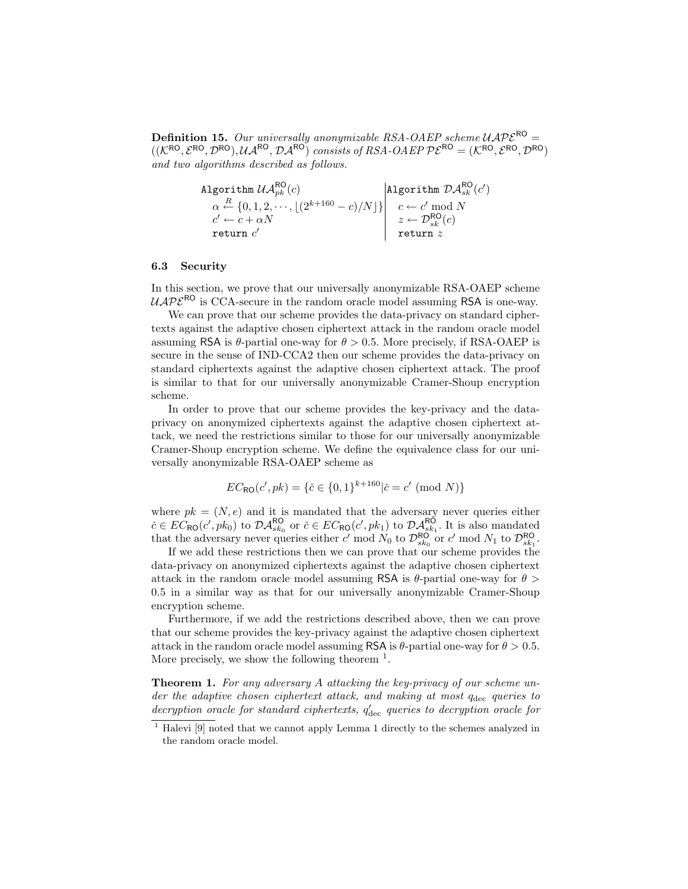**Definition 15.** *Our universally anonymizable RSA-OAEP scheme* $\mathcal{UAPE}^{\mathsf{RO}} = ((\mathcal{K}^{\mathsf{RO}}, \mathcal{E}^{\mathsf{RO}}, \mathcal{D}^{\mathsf{RO}}), \mathcal{UA}^{\mathsf{RO}}, \mathcal{DA}^{\mathsf{RO}})$ *consists of RSA-OAEP* $\mathcal{PE}^{\mathsf{RO}} = (\mathcal{K}^{\mathsf{RO}}, \mathcal{E}^{\mathsf{RO}}, \mathcal{D}^{\mathsf{RO}})$ *and two algorithms described as follows.*

| Algorithm $\mathcal{UA}^{\mathsf{RO}}_{pk}(c)$ | Algorithm $\mathcal{DA}^{\mathsf{RO}}_{sk}(c')$ |
|---|---|
| $\alpha \xleftarrow{R} \{0, 1, 2, \cdots, \lfloor (2^{k+160} - c)/N \rfloor\}$ | $c \leftarrow c' \bmod N$ |
| $c' \leftarrow c + \alpha N$ | $z \leftarrow \mathcal{D}^{\mathsf{RO}}_{sk}(c)$ |
| return $c'$ | return $z$ |

### 6.3 Security

In this section, we prove that our universally anonymizable RSA-OAEP scheme $\mathcal{UAPE}^{\mathsf{RO}}$ is CCA-secure in the random oracle model assuming RSA is one-way.

We can prove that our scheme provides the data-privacy on standard ciphertexts against the adaptive chosen ciphertext attack in the random oracle model assuming RSA is $\theta$-partial one-way for $\theta > 0.5$. More precisely, if RSA-OAEP is secure in the sense of IND-CCA2 then our scheme provides the data-privacy on standard ciphertexts against the adaptive chosen ciphertext attack. The proof is similar to that for our universally anonymizable Cramer-Shoup encryption scheme.

In order to prove that our scheme provides the key-privacy and the data-privacy on anonymized ciphertexts against the adaptive chosen ciphertext attack, we need the restrictions similar to those for our universally anonymizable Cramer-Shoup encryption scheme. We define the equivalence class for our universally anonymizable RSA-OAEP scheme as

$$EC_{\mathsf{RO}}(c', pk) = \{\check{c} \in \{0,1\}^{k+160} | \check{c} = c' \pmod{N}\}$$

where $pk = (N, e)$ and it is mandated that the adversary never queries either $\check{c} \in EC_{\mathsf{RO}}(c', pk_0)$ to $\mathcal{DA}^{\mathsf{RO}}_{sk_0}$ or $\check{c} \in EC_{\mathsf{RO}}(c', pk_1)$ to $\mathcal{DA}^{\mathsf{RO}}_{sk_1}$. It is also mandated that the adversary never queries either $c' \bmod N_0$ to $\mathcal{D}^{\mathsf{RO}}_{sk_0}$ or $c' \bmod N_1$ to $\mathcal{D}^{\mathsf{RO}}_{sk_1}$.

If we add these restrictions then we can prove that our scheme provides the data-privacy on anonymized ciphertexts against the adaptive chosen ciphertext attack in the random oracle model assuming RSA is $\theta$-partial one-way for $\theta > 0.5$ in a similar way as that for our universally anonymizable Cramer-Shoup encryption scheme.

Furthermore, if we add the restrictions described above, then we can prove that our scheme provides the key-privacy against the adaptive chosen ciphertext attack in the random oracle model assuming RSA is $\theta$-partial one-way for $\theta > 0.5$. More precisely, we show the following theorem [1].

**Theorem 1.** *For any adversary A attacking the key-privacy of our scheme under the adaptive chosen ciphertext attack, and making at most* $q_{\text{dec}}$ *queries to decryption oracle for standard ciphertexts,* $q'_{\text{dec}}$ *queries to decryption oracle for*

[1] Halevi [9] noted that we cannot apply Lemma 1 directly to the schemes analyzed in the random oracle model.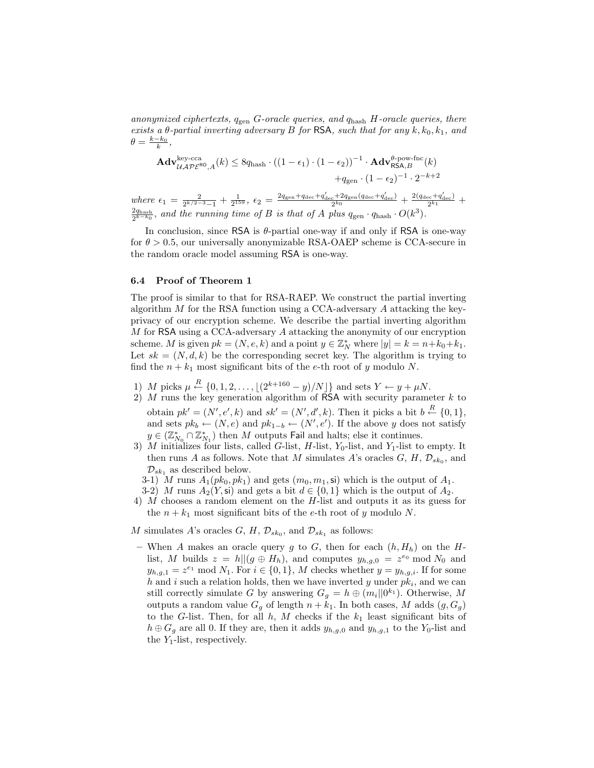*anonymized ciphertexts, $q_{\text{gen}}$ G-oracle queries, and $q_{\text{hash}}$ H-oracle queries, there exists a θ-partial inverting adversary B for* RSA*, such that for any $k, k_0, k_1$, and $\theta = \frac{k-k_0}{k}$,*

$$\mathbf{Adv}^{\text{key-cca}}_{\mathcal{UAPE}^{\text{RO}},A}(k) \leq 8q_{\text{hash}} \cdot ((1-\epsilon_1)\cdot(1-\epsilon_2))^{-1} \cdot \mathbf{Adv}^{\theta\text{-pow-fnc}}_{\mathsf{RSA},B}(k) + q_{\text{gen}} \cdot (1-\epsilon_2)^{-1} \cdot 2^{-k+2}$$

*where* $\epsilon_1 = \frac{2}{2^{k/2-3}-1} + \frac{1}{2^{159}}$, $\epsilon_2 = \frac{2q_{\text{gen}}+q_{\text{dec}}+q'_{\text{dec}}+2q_{\text{gen}}(q_{\text{dec}}+q'_{\text{dec}})}{2^{k_0}} + \frac{2(q_{\text{dec}}+q'_{\text{dec}})}{2^{k_1}} + \frac{2q_{\text{hash}}}{2^{k-k_0}}$*, and the running time of B is that of A plus* $q_{\text{gen}} \cdot q_{\text{hash}} \cdot O(k^3)$.

In conclusion, since RSA is θ-partial one-way if and only if RSA is one-way for $\theta > 0.5$, our universally anonymizable RSA-OAEP scheme is CCA-secure in the random oracle model assuming RSA is one-way.

### 6.4 Proof of Theorem 1

The proof is similar to that for RSA-RAEP. We construct the partial inverting algorithm $M$ for the RSA function using a CCA-adversary $A$ attacking the key-privacy of our encryption scheme. We describe the partial inverting algorithm $M$ for RSA using a CCA-adversary $A$ attacking the anonymity of our encryption scheme. $M$ is given $pk = (N, e, k)$ and a point $y \in \mathbb{Z}_N^*$ where $|y| = k = n+k_0+k_1$. Let $sk = (N, d, k)$ be the corresponding secret key. The algorithm is trying to find the $n + k_1$ most significant bits of the $e$-th root of $y$ modulo $N$.

1) $M$ picks $\mu \xleftarrow{R} \{0, 1, 2, \ldots, \lfloor (2^{k+160} - y)/N \rfloor\}$ and sets $Y \leftarrow y + \mu N$.
2) $M$ runs the key generation algorithm of RSA with security parameter $k$ to obtain $pk' = (N', e', k)$ and $sk' = (N', d', k)$. Then it picks a bit $b \xleftarrow{R} \{0, 1\}$, and sets $pk_b \leftarrow (N, e)$ and $pk_{1-b} \leftarrow (N', e')$. If the above $y$ does not satisfy $y \in (\mathbb{Z}_{N_0}^* \cap \mathbb{Z}_{N_1}^*)$ then $M$ outputs Fail and halts; else it continues.
3) $M$ initializes four lists, called $G$-list, $H$-list, $Y_0$-list, and $Y_1$-list to empty. It then runs $A$ as follows. Note that $M$ simulates $A$'s oracles $G$, $H$, $\mathcal{D}_{sk_0}$, and $\mathcal{D}_{sk_1}$ as described below.
   3-1) $M$ runs $A_1(pk_0, pk_1)$ and gets $(m_0, m_1, \mathsf{si})$ which is the output of $A_1$.
   3-2) $M$ runs $A_2(Y, \mathsf{si})$ and gets a bit $d \in \{0, 1\}$ which is the output of $A_2$.
4) $M$ chooses a random element on the $H$-list and outputs it as its guess for the $n + k_1$ most significant bits of the $e$-th root of $y$ modulo $N$.

$M$ simulates $A$'s oracles $G$, $H$, $\mathcal{D}_{sk_0}$, and $\mathcal{D}_{sk_1}$ as follows:

- When $A$ makes an oracle query $g$ to $G$, then for each $(h, H_h)$ on the $H$-list, $M$ builds $z = h||(g \oplus H_h)$, and computes $y_{h,g,0} = z^{e_0} \bmod N_0$ and $y_{h,g,1} = z^{e_1} \bmod N_1$. For $i \in \{0, 1\}$, $M$ checks whether $y = y_{h,g,i}$. If for some $h$ and $i$ such a relation holds, then we have inverted $y$ under $pk_i$, and we can still correctly simulate $G$ by answering $G_g = h \oplus (m_i||0^{k_1})$. Otherwise, $M$ outputs a random value $G_g$ of length $n + k_1$. In both cases, $M$ adds $(g, G_g)$ to the $G$-list. Then, for all $h$, $M$ checks if the $k_1$ least significant bits of $h \oplus G_g$ are all 0. If they are, then it adds $y_{h,g,0}$ and $y_{h,g,1}$ to the $Y_0$-list and the $Y_1$-list, respectively.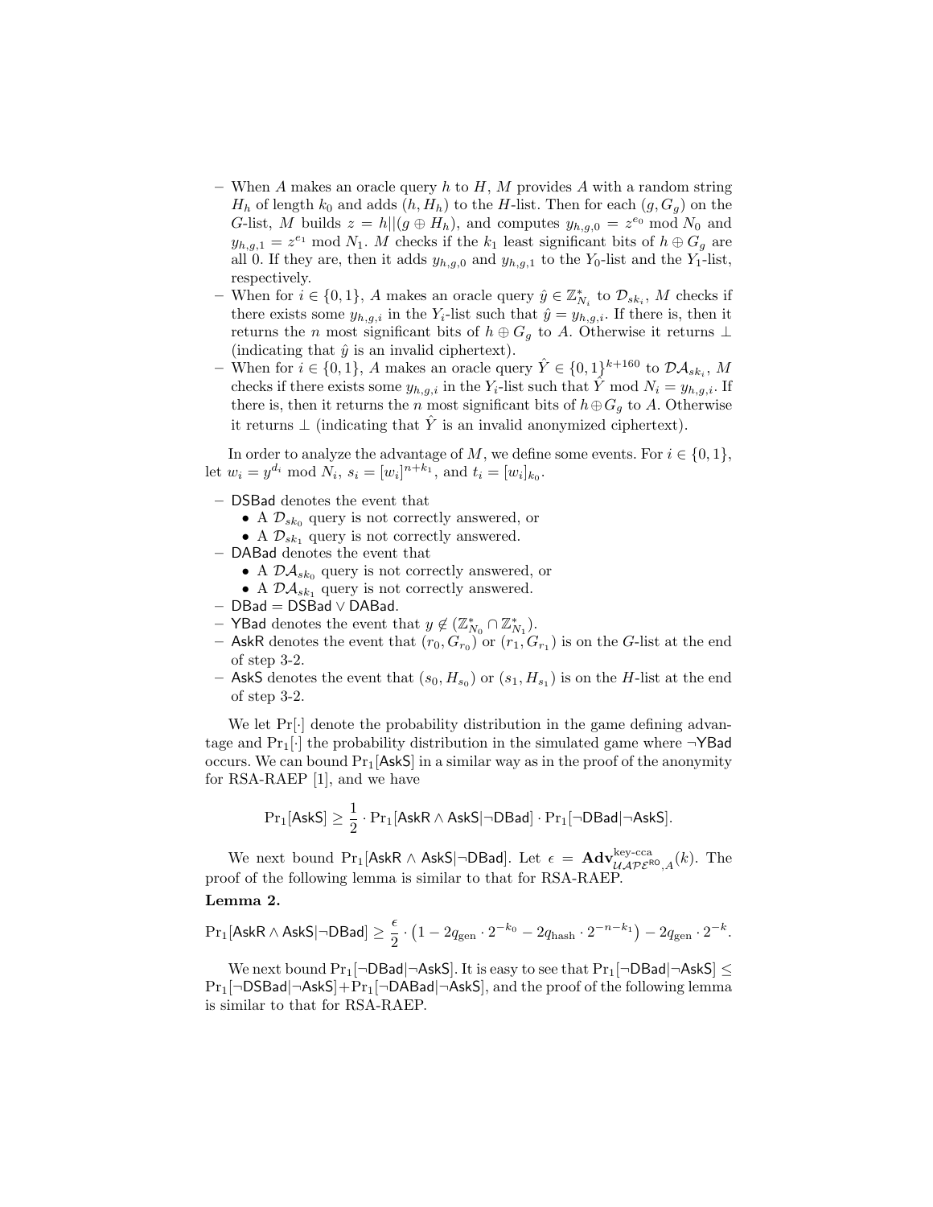- When $A$ makes an oracle query $h$ to $H$, $M$ provides $A$ with a random string $H_h$ of length $k_0$ and adds $(h, H_h)$ to the $H$-list. Then for each $(g, G_g)$ on the $G$-list, $M$ builds $z = h||(g \oplus H_h)$, and computes $y_{h,g,0} = z^{e_0} \bmod N_0$ and $y_{h,g,1} = z^{e_1} \bmod N_1$. $M$ checks if the $k_1$ least significant bits of $h \oplus G_g$ are all 0. If they are, then it adds $y_{h,g,0}$ and $y_{h,g,1}$ to the $Y_0$-list and the $Y_1$-list, respectively.
- When for $i \in \{0, 1\}$, $A$ makes an oracle query $\hat{y} \in \mathbb{Z}^*_{N_i}$ to $\mathcal{D}_{sk_i}$, $M$ checks if there exists some $y_{h,g,i}$ in the $Y_i$-list such that $\hat{y} = y_{h,g,i}$. If there is, then it returns the $n$ most significant bits of $h \oplus G_g$ to $A$. Otherwise it returns $\perp$ (indicating that $\hat{y}$ is an invalid ciphertext).
- When for $i \in \{0, 1\}$, $A$ makes an oracle query $\hat{Y} \in \{0, 1\}^{k+160}$ to $\mathcal{DA}_{sk_i}$, $M$ checks if there exists some $y_{h,g,i}$ in the $Y_i$-list such that $\hat{Y} \bmod N_i = y_{h,g,i}$. If there is, then it returns the $n$ most significant bits of $h \oplus G_g$ to $A$. Otherwise it returns $\perp$ (indicating that $\hat{Y}$ is an invalid anonymized ciphertext).

In order to analyze the advantage of $M$, we define some events. For $i \in \{0, 1\}$, let $w_i = y^{d_i} \bmod N_i$, $s_i = [w_i]^{n+k_1}$, and $t_i = [w_i]_{k_0}$.

- $\mathsf{DSBad}$ denotes the event that
  - A $\mathcal{D}_{sk_0}$ query is not correctly answered, or
  - A $\mathcal{D}_{sk_1}$ query is not correctly answered.
- $\mathsf{DABad}$ denotes the event that
  - A $\mathcal{DA}_{sk_0}$ query is not correctly answered, or
  - A $\mathcal{DA}_{sk_1}$ query is not correctly answered.
- $\mathsf{DBad} = \mathsf{DSBad} \vee \mathsf{DABad}$.
- $\mathsf{YBad}$ denotes the event that $y \notin (\mathbb{Z}^*_{N_0} \cap \mathbb{Z}^*_{N_1})$.
- $\mathsf{AskR}$ denotes the event that $(r_0, G_{r_0})$ or $(r_1, G_{r_1})$ is on the $G$-list at the end of step 3-2.
- $\mathsf{AskS}$ denotes the event that $(s_0, H_{s_0})$ or $(s_1, H_{s_1})$ is on the $H$-list at the end of step 3-2.

We let $\Pr[\cdot]$ denote the probability distribution in the game defining advantage and $\Pr_1[\cdot]$ the probability distribution in the simulated game where $\neg\mathsf{YBad}$ occurs. We can bound $\Pr_1[\mathsf{AskS}]$ in a similar way as in the proof of the anonymity for RSA-RAEP [1], and we have

$$\Pr_1[\mathsf{AskS}] \geq \frac{1}{2} \cdot \Pr_1[\mathsf{AskR} \wedge \mathsf{AskS} | \neg\mathsf{DBad}] \cdot \Pr_1[\neg\mathsf{DBad} | \neg\mathsf{AskS}].$$

We next bound $\Pr_1[\mathsf{AskR} \wedge \mathsf{AskS} | \neg\mathsf{DBad}]$. Let $\epsilon = \mathbf{Adv}^{\text{key-cca}}_{\mathcal{UAPE}^{\mathsf{RO}},A}(k)$. The proof of the following lemma is similar to that for RSA-RAEP.

**Lemma 2.**

$$\Pr_1[\mathsf{AskR} \wedge \mathsf{AskS} | \neg\mathsf{DBad}] \geq \frac{\epsilon}{2} \cdot \left(1 - 2q_{\text{gen}} \cdot 2^{-k_0} - 2q_{\text{hash}} \cdot 2^{-n-k_1}\right) - 2q_{\text{gen}} \cdot 2^{-k}.$$

We next bound $\Pr_1[\neg\mathsf{DBad} | \neg\mathsf{AskS}]$. It is easy to see that $\Pr_1[\neg\mathsf{DBad} | \neg\mathsf{AskS}] \leq \Pr_1[\neg\mathsf{DSBad} | \neg\mathsf{AskS}] + \Pr_1[\neg\mathsf{DABad} | \neg\mathsf{AskS}]$, and the proof of the following lemma is similar to that for RSA-RAEP.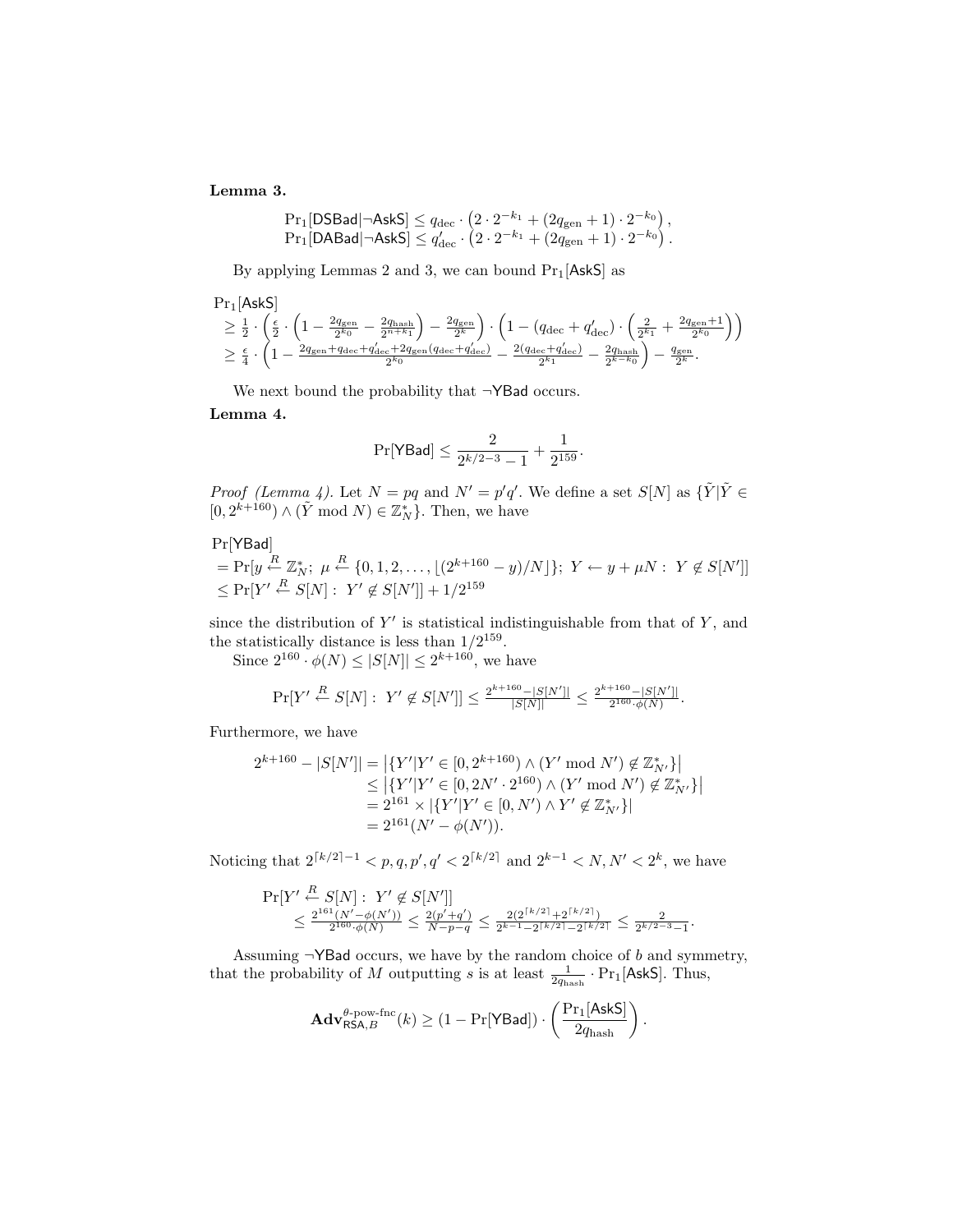**Lemma 3.**

$$\Pr_1[\mathsf{DSBad}|\neg\mathsf{AskS}] \le q_{\mathrm{dec}} \cdot \left(2 \cdot 2^{-k_1} + (2q_{\mathrm{gen}}+1)\cdot 2^{-k_0}\right),$$
$$\Pr_1[\mathsf{DABad}|\neg\mathsf{AskS}] \le q'_{\mathrm{dec}} \cdot \left(2 \cdot 2^{-k_1} + (2q_{\mathrm{gen}}+1)\cdot 2^{-k_0}\right).$$

By applying Lemmas 2 and 3, we can bound $\Pr_1[\mathsf{AskS}]$ as

$$\begin{aligned}
&\Pr_1[\mathsf{AskS}] \\
&\ge \tfrac{1}{2} \cdot \left(\tfrac{\epsilon}{2} \cdot \left(1 - \tfrac{2q_{\mathrm{gen}}}{2^{k_0}} - \tfrac{2q_{\mathrm{hash}}}{2^{n+k_1}}\right) - \tfrac{2q_{\mathrm{gen}}}{2^k}\right) \cdot \left(1 - (q_{\mathrm{dec}} + q'_{\mathrm{dec}}) \cdot \left(\tfrac{2}{2^{k_1}} + \tfrac{2q_{\mathrm{gen}}+1}{2^{k_0}}\right)\right) \\
&\ge \tfrac{\epsilon}{4} \cdot \left(1 - \tfrac{2q_{\mathrm{gen}}+q_{\mathrm{dec}}+q'_{\mathrm{dec}}+2q_{\mathrm{gen}}(q_{\mathrm{dec}}+q'_{\mathrm{dec}})}{2^{k_0}} - \tfrac{2(q_{\mathrm{dec}}+q'_{\mathrm{dec}})}{2^{k_1}} - \tfrac{2q_{\mathrm{hash}}}{2^{k-k_0}}\right) - \tfrac{q_{\mathrm{gen}}}{2^k}.
\end{aligned}$$

We next bound the probability that $\neg\mathsf{YBad}$ occurs.

**Lemma 4.**

$$\Pr[\mathsf{YBad}] \le \frac{2}{2^{k/2-3}-1} + \frac{1}{2^{159}}.$$

*Proof (Lemma 4).* Let $N = pq$ and $N' = p'q'$. We define a set $S[N]$ as $\{\tilde{Y} | \tilde{Y} \in [0, 2^{k+160}) \wedge (\tilde{Y} \bmod N) \in \mathbb{Z}_N^*\}$. Then, we have

$$\begin{aligned}
&\Pr[\mathsf{YBad}] \\
&= \Pr[y \xleftarrow{R} \mathbb{Z}_N^*;\ \mu \xleftarrow{R} \{0,1,2,\ldots,\lfloor(2^{k+160}-y)/N\rfloor\};\ Y \leftarrow y + \mu N:\ Y \notin S[N']] \\
&\le \Pr[Y' \xleftarrow{R} S[N]:\ Y' \notin S[N']] + 1/2^{159}
\end{aligned}$$

since the distribution of $Y'$ is statistical indistinguishable from that of $Y$, and the statistically distance is less than $1/2^{159}$.

Since $2^{160} \cdot \phi(N) \le |S[N]| \le 2^{k+160}$, we have

$$\Pr[Y' \xleftarrow{R} S[N]:\ Y' \notin S[N']] \le \tfrac{2^{k+160} - |S[N']|}{|S[N]|} \le \tfrac{2^{k+160} - |S[N']|}{2^{160}\cdot\phi(N)}.$$

Furthermore, we have

$$\begin{aligned}
2^{k+160} - |S[N']| &= \left|\{Y' | Y' \in [0, 2^{k+160}) \wedge (Y' \bmod N') \notin \mathbb{Z}_{N'}^*\}\right| \\
&\le \left|\{Y' | Y' \in [0, 2N' \cdot 2^{160}) \wedge (Y' \bmod N') \notin \mathbb{Z}_{N'}^*\}\right| \\
&= 2^{161} \times |\{Y' | Y' \in [0, N') \wedge Y' \notin \mathbb{Z}_{N'}^*\}| \\
&= 2^{161}(N' - \phi(N')).
\end{aligned}$$

Noticing that $2^{\lceil k/2\rceil - 1} < p, q, p', q' < 2^{\lceil k/2\rceil}$ and $2^{k-1} < N, N' < 2^k$, we have

$$\begin{aligned}
&\Pr[Y' \xleftarrow{R} S[N]:\ Y' \notin S[N']] \\
&\quad \le \tfrac{2^{161}(N' - \phi(N'))}{2^{160}\cdot\phi(N)} \le \tfrac{2(p'+q')}{N-p-q} \le \tfrac{2(2^{\lceil k/2\rceil} + 2^{\lceil k/2\rceil})}{2^{k-1} - 2^{\lceil k/2\rceil} - 2^{\lceil k/2\rceil}} \le \tfrac{2}{2^{k/2-3}-1}.
\end{aligned}$$

Assuming $\neg\mathsf{YBad}$ occurs, we have by the random choice of $b$ and symmetry, that the probability of $M$ outputting $s$ is at least $\frac{1}{2q_{\mathrm{hash}}} \cdot \Pr_1[\mathsf{AskS}]$. Thus,

$$\mathbf{Adv}_{\mathsf{RSA},B}^{\theta\text{-pow-fnc}}(k) \ge (1 - \Pr[\mathsf{YBad}]) \cdot \left(\frac{\Pr_1[\mathsf{AskS}]}{2q_{\mathrm{hash}}}\right).$$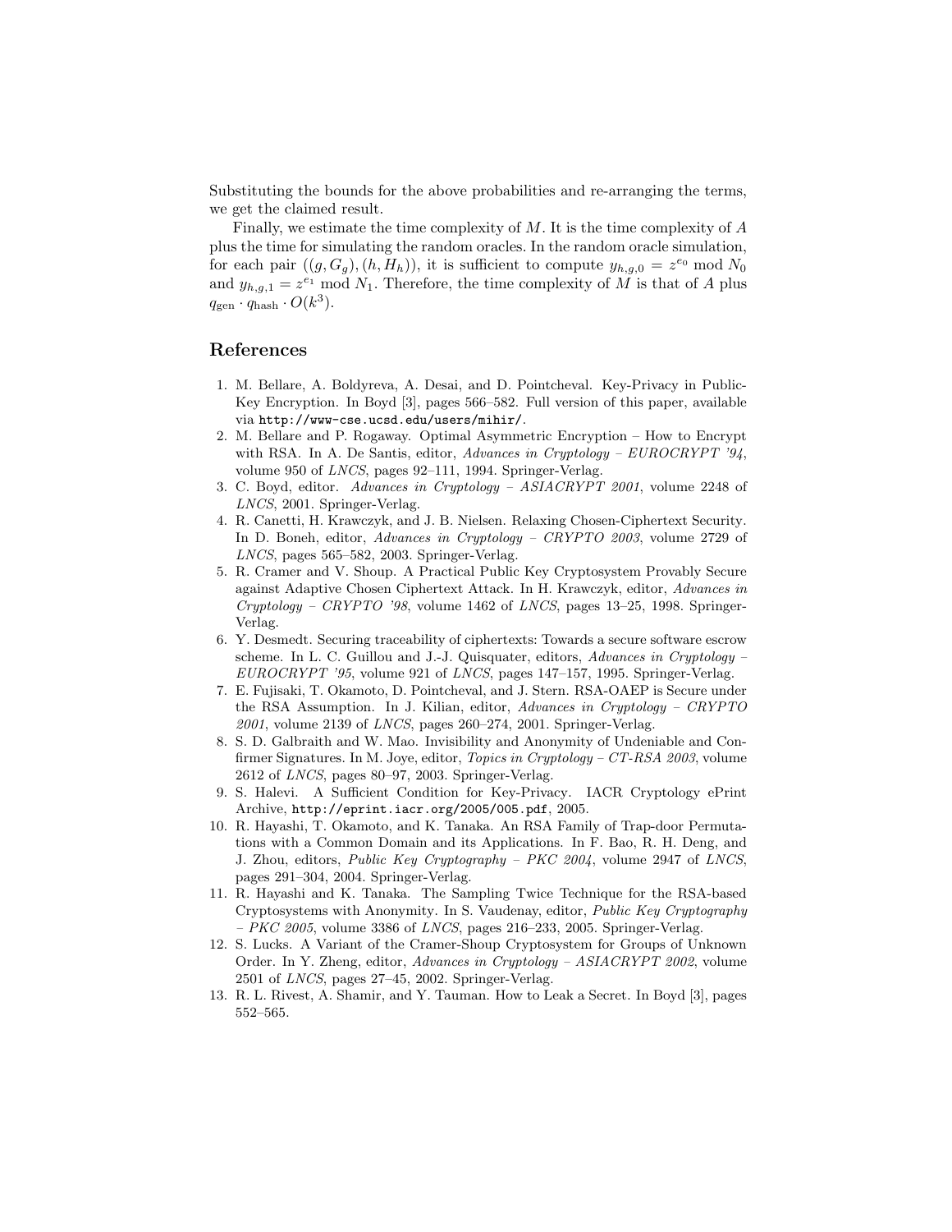Substituting the bounds for the above probabilities and re-arranging the terms, we get the claimed result.

Finally, we estimate the time complexity of $M$. It is the time complexity of $A$ plus the time for simulating the random oracles. In the random oracle simulation, for each pair $((g, G_g), (h, H_h))$, it is sufficient to compute $y_{h,g,0} = z^{e_0} \bmod N_0$ and $y_{h,g,1} = z^{e_1} \bmod N_1$. Therefore, the time complexity of $M$ is that of $A$ plus $q_{\text{gen}} \cdot q_{\text{hash}} \cdot O(k^3)$.

## References

1. M. Bellare, A. Boldyreva, A. Desai, and D. Pointcheval. Key-Privacy in Public-Key Encryption. In Boyd [3], pages 566–582. Full version of this paper, available via `http://www-cse.ucsd.edu/users/mihir/`.
2. M. Bellare and P. Rogaway. Optimal Asymmetric Encryption – How to Encrypt with RSA. In A. De Santis, editor, *Advances in Cryptology – EUROCRYPT '94*, volume 950 of *LNCS*, pages 92–111, 1994. Springer-Verlag.
3. C. Boyd, editor. *Advances in Cryptology – ASIACRYPT 2001*, volume 2248 of *LNCS*, 2001. Springer-Verlag.
4. R. Canetti, H. Krawczyk, and J. B. Nielsen. Relaxing Chosen-Ciphertext Security. In D. Boneh, editor, *Advances in Cryptology – CRYPTO 2003*, volume 2729 of *LNCS*, pages 565–582, 2003. Springer-Verlag.
5. R. Cramer and V. Shoup. A Practical Public Key Cryptosystem Provably Secure against Adaptive Chosen Ciphertext Attack. In H. Krawczyk, editor, *Advances in Cryptology – CRYPTO '98*, volume 1462 of *LNCS*, pages 13–25, 1998. Springer-Verlag.
6. Y. Desmedt. Securing traceability of ciphertexts: Towards a secure software escrow scheme. In L. C. Guillou and J.-J. Quisquater, editors, *Advances in Cryptology – EUROCRYPT '95*, volume 921 of *LNCS*, pages 147–157, 1995. Springer-Verlag.
7. E. Fujisaki, T. Okamoto, D. Pointcheval, and J. Stern. RSA-OAEP is Secure under the RSA Assumption. In J. Kilian, editor, *Advances in Cryptology – CRYPTO 2001*, volume 2139 of *LNCS*, pages 260–274, 2001. Springer-Verlag.
8. S. D. Galbraith and W. Mao. Invisibility and Anonymity of Undeniable and Confirmer Signatures. In M. Joye, editor, *Topics in Cryptology – CT-RSA 2003*, volume 2612 of *LNCS*, pages 80–97, 2003. Springer-Verlag.
9. S. Halevi. A Sufficient Condition for Key-Privacy. IACR Cryptology ePrint Archive, `http://eprint.iacr.org/2005/005.pdf`, 2005.
10. R. Hayashi, T. Okamoto, and K. Tanaka. An RSA Family of Trap-door Permutations with a Common Domain and its Applications. In F. Bao, R. H. Deng, and J. Zhou, editors, *Public Key Cryptography – PKC 2004*, volume 2947 of *LNCS*, pages 291–304, 2004. Springer-Verlag.
11. R. Hayashi and K. Tanaka. The Sampling Twice Technique for the RSA-based Cryptosystems with Anonymity. In S. Vaudenay, editor, *Public Key Cryptography – PKC 2005*, volume 3386 of *LNCS*, pages 216–233, 2005. Springer-Verlag.
12. S. Lucks. A Variant of the Cramer-Shoup Cryptosystem for Groups of Unknown Order. In Y. Zheng, editor, *Advances in Cryptology – ASIACRYPT 2002*, volume 2501 of *LNCS*, pages 27–45, 2002. Springer-Verlag.
13. R. L. Rivest, A. Shamir, and Y. Tauman. How to Leak a Secret. In Boyd [3], pages 552–565.